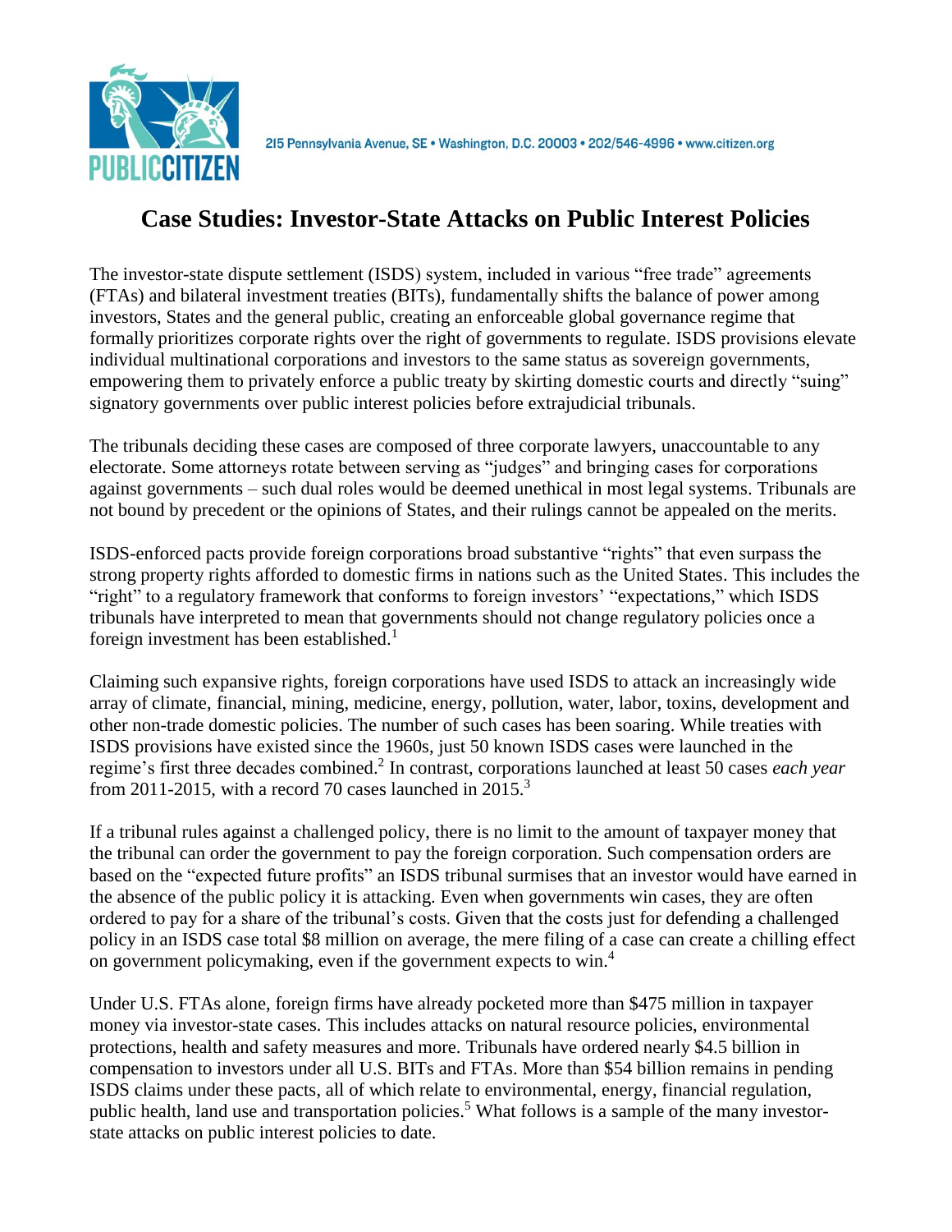215 Pennsylvania Avenue, SE • Washington, D.C. 20003 • 202/546-4996 • www.citizen.org

# Case Studies: Investor-State Attacks on Public Interest Policies

The investor-state dispute settlement (ISDS) system, included in various "free trade" agreements (FTAs) and bilateral investment treaties (BITs), fundamentally shifts the balance of power among investors, States and the general public, creating an enforceable global governance regime that formally prioritizes corporate rights over the right of governments to regulate. ISDS provisions elevate individual multinational corporations and investors to the same status as sovereign governments, empowering them to privately enforce a public treaty by skirting domestic courts and directly "suing" signatory governments over public interest policies before extrajudicial tribunals.

The tribunals deciding these cases are composed of three corporate lawyers, unaccountable to any electorate. Some attorneys rotate between serving as "judges" and bringing cases for corporations against governments – such dual roles would be deemed unethical in most legal systems. Tribunals are not bound by precedent or the opinions of States, and their rulings cannot be appealed on the merits.

ISDS-enforced pacts provide foreign corporations broad substantive "rights" that even surpass the strong property rights afforded to domestic firms in nations such as the United States. This includes the "right" to a regulatory framework that conforms to foreign investors' "expectations," which ISDS tribunals have interpreted to mean that governments should not change regulatory policies once a foreign investment has been established.[1]

Claiming such expansive rights, foreign corporations have used ISDS to attack an increasingly wide array of climate, financial, mining, medicine, energy, pollution, water, labor, toxins, development and other non-trade domestic policies. The number of such cases has been soaring. While treaties with ISDS provisions have existed since the 1960s, just 50 known ISDS cases were launched in the regime's first three decades combined.[2] In contrast, corporations launched at least 50 cases *each year* from 2011-2015, with a record 70 cases launched in 2015.[3]

If a tribunal rules against a challenged policy, there is no limit to the amount of taxpayer money that the tribunal can order the government to pay the foreign corporation. Such compensation orders are based on the "expected future profits" an ISDS tribunal surmises that an investor would have earned in the absence of the public policy it is attacking. Even when governments win cases, they are often ordered to pay for a share of the tribunal's costs. Given that the costs just for defending a challenged policy in an ISDS case total $8 million on average, the mere filing of a case can create a chilling effect on government policymaking, even if the government expects to win.[4]

Under U.S. FTAs alone, foreign firms have already pocketed more than $475 million in taxpayer money via investor-state cases. This includes attacks on natural resource policies, environmental protections, health and safety measures and more. Tribunals have ordered nearly $4.5 billion in compensation to investors under all U.S. BITs and FTAs. More than $54 billion remains in pending ISDS claims under these pacts, all of which relate to environmental, energy, financial regulation, public health, land use and transportation policies.[5] What follows is a sample of the many investor-state attacks on public interest policies to date.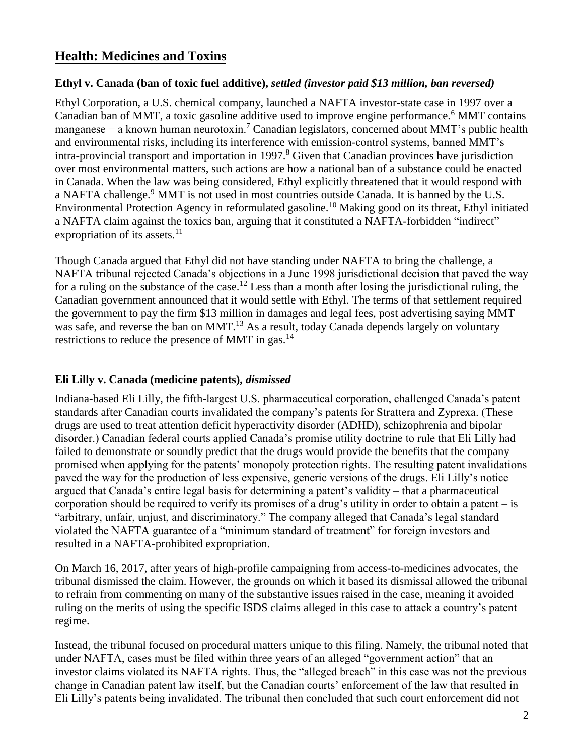## Health: Medicines and Toxins

### Ethyl v. Canada (ban of toxic fuel additive), *settled (investor paid $13 million, ban reversed)*

Ethyl Corporation, a U.S. chemical company, launched a NAFTA investor-state case in 1997 over a Canadian ban of MMT, a toxic gasoline additive used to improve engine performance.[6] MMT contains manganese − a known human neurotoxin.[7] Canadian legislators, concerned about MMT's public health and environmental risks, including its interference with emission-control systems, banned MMT's intra-provincial transport and importation in 1997.[8] Given that Canadian provinces have jurisdiction over most environmental matters, such actions are how a national ban of a substance could be enacted in Canada. When the law was being considered, Ethyl explicitly threatened that it would respond with a NAFTA challenge.[9] MMT is not used in most countries outside Canada. It is banned by the U.S. Environmental Protection Agency in reformulated gasoline.[10] Making good on its threat, Ethyl initiated a NAFTA claim against the toxics ban, arguing that it constituted a NAFTA-forbidden "indirect" expropriation of its assets.[11]

Though Canada argued that Ethyl did not have standing under NAFTA to bring the challenge, a NAFTA tribunal rejected Canada's objections in a June 1998 jurisdictional decision that paved the way for a ruling on the substance of the case.[12] Less than a month after losing the jurisdictional ruling, the Canadian government announced that it would settle with Ethyl. The terms of that settlement required the government to pay the firm $13 million in damages and legal fees, post advertising saying MMT was safe, and reverse the ban on MMT.[13] As a result, today Canada depends largely on voluntary restrictions to reduce the presence of MMT in gas.[14]

### Eli Lilly v. Canada (medicine patents), *dismissed*

Indiana-based Eli Lilly, the fifth-largest U.S. pharmaceutical corporation, challenged Canada's patent standards after Canadian courts invalidated the company's patents for Strattera and Zyprexa. (These drugs are used to treat attention deficit hyperactivity disorder (ADHD), schizophrenia and bipolar disorder.) Canadian federal courts applied Canada's promise utility doctrine to rule that Eli Lilly had failed to demonstrate or soundly predict that the drugs would provide the benefits that the company promised when applying for the patents' monopoly protection rights. The resulting patent invalidations paved the way for the production of less expensive, generic versions of the drugs. Eli Lilly's notice argued that Canada's entire legal basis for determining a patent's validity – that a pharmaceutical corporation should be required to verify its promises of a drug's utility in order to obtain a patent – is "arbitrary, unfair, unjust, and discriminatory." The company alleged that Canada's legal standard violated the NAFTA guarantee of a "minimum standard of treatment" for foreign investors and resulted in a NAFTA-prohibited expropriation.

On March 16, 2017, after years of high-profile campaigning from access-to-medicines advocates, the tribunal dismissed the claim. However, the grounds on which it based its dismissal allowed the tribunal to refrain from commenting on many of the substantive issues raised in the case, meaning it avoided ruling on the merits of using the specific ISDS claims alleged in this case to attack a country's patent regime.

Instead, the tribunal focused on procedural matters unique to this filing. Namely, the tribunal noted that under NAFTA, cases must be filed within three years of an alleged "government action" that an investor claims violated its NAFTA rights. Thus, the "alleged breach" in this case was not the previous change in Canadian patent law itself, but the Canadian courts' enforcement of the law that resulted in Eli Lilly's patents being invalidated. The tribunal then concluded that such court enforcement did not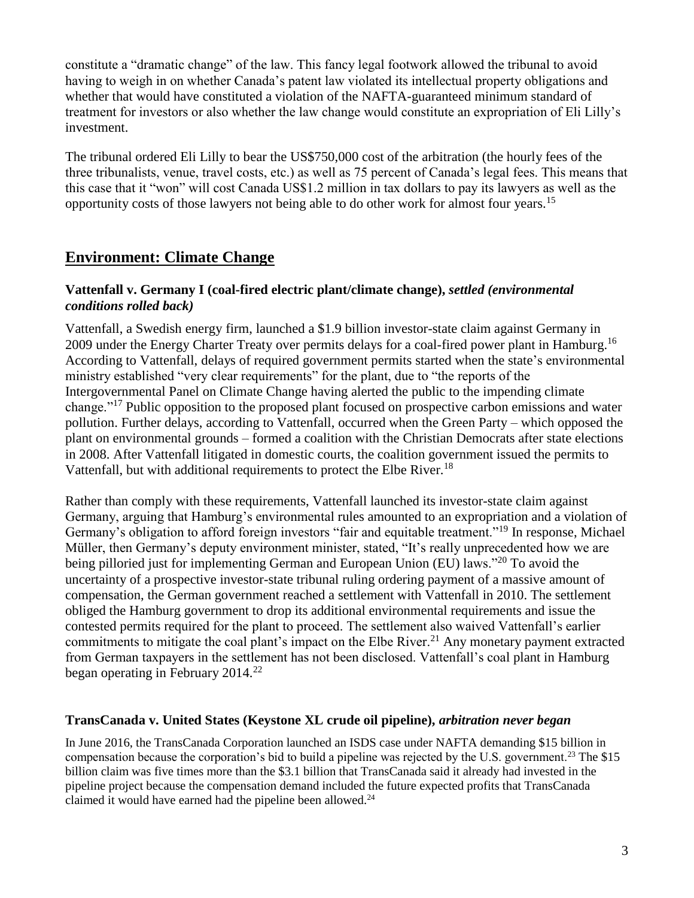constitute a "dramatic change" of the law. This fancy legal footwork allowed the tribunal to avoid having to weigh in on whether Canada's patent law violated its intellectual property obligations and whether that would have constituted a violation of the NAFTA-guaranteed minimum standard of treatment for investors or also whether the law change would constitute an expropriation of Eli Lilly's investment.

The tribunal ordered Eli Lilly to bear the US$750,000 cost of the arbitration (the hourly fees of the three tribunalists, venue, travel costs, etc.) as well as 75 percent of Canada's legal fees. This means that this case that it "won" will cost Canada US$1.2 million in tax dollars to pay its lawyers as well as the opportunity costs of those lawyers not being able to do other work for almost four years.[15]

## Environment: Climate Change

### Vattenfall v. Germany I (coal-fired electric plant/climate change), *settled (environmental conditions rolled back)*

Vattenfall, a Swedish energy firm, launched a $1.9 billion investor-state claim against Germany in 2009 under the Energy Charter Treaty over permits delays for a coal-fired power plant in Hamburg.[16] According to Vattenfall, delays of required government permits started when the state's environmental ministry established "very clear requirements" for the plant, due to "the reports of the Intergovernmental Panel on Climate Change having alerted the public to the impending climate change."[17] Public opposition to the proposed plant focused on prospective carbon emissions and water pollution. Further delays, according to Vattenfall, occurred when the Green Party – which opposed the plant on environmental grounds – formed a coalition with the Christian Democrats after state elections in 2008. After Vattenfall litigated in domestic courts, the coalition government issued the permits to Vattenfall, but with additional requirements to protect the Elbe River.[18]

Rather than comply with these requirements, Vattenfall launched its investor-state claim against Germany, arguing that Hamburg's environmental rules amounted to an expropriation and a violation of Germany's obligation to afford foreign investors "fair and equitable treatment."[19] In response, Michael Müller, then Germany's deputy environment minister, stated, "It's really unprecedented how we are being pilloried just for implementing German and European Union (EU) laws."[20] To avoid the uncertainty of a prospective investor-state tribunal ruling ordering payment of a massive amount of compensation, the German government reached a settlement with Vattenfall in 2010. The settlement obliged the Hamburg government to drop its additional environmental requirements and issue the contested permits required for the plant to proceed. The settlement also waived Vattenfall's earlier commitments to mitigate the coal plant's impact on the Elbe River.[21] Any monetary payment extracted from German taxpayers in the settlement has not been disclosed. Vattenfall's coal plant in Hamburg began operating in February 2014.[22]

### TransCanada v. United States (Keystone XL crude oil pipeline), *arbitration never began*

In June 2016, the TransCanada Corporation launched an ISDS case under NAFTA demanding $15 billion in compensation because the corporation's bid to build a pipeline was rejected by the U.S. government.[23] The $15 billion claim was five times more than the $3.1 billion that TransCanada said it already had invested in the pipeline project because the compensation demand included the future expected profits that TransCanada claimed it would have earned had the pipeline been allowed.[24]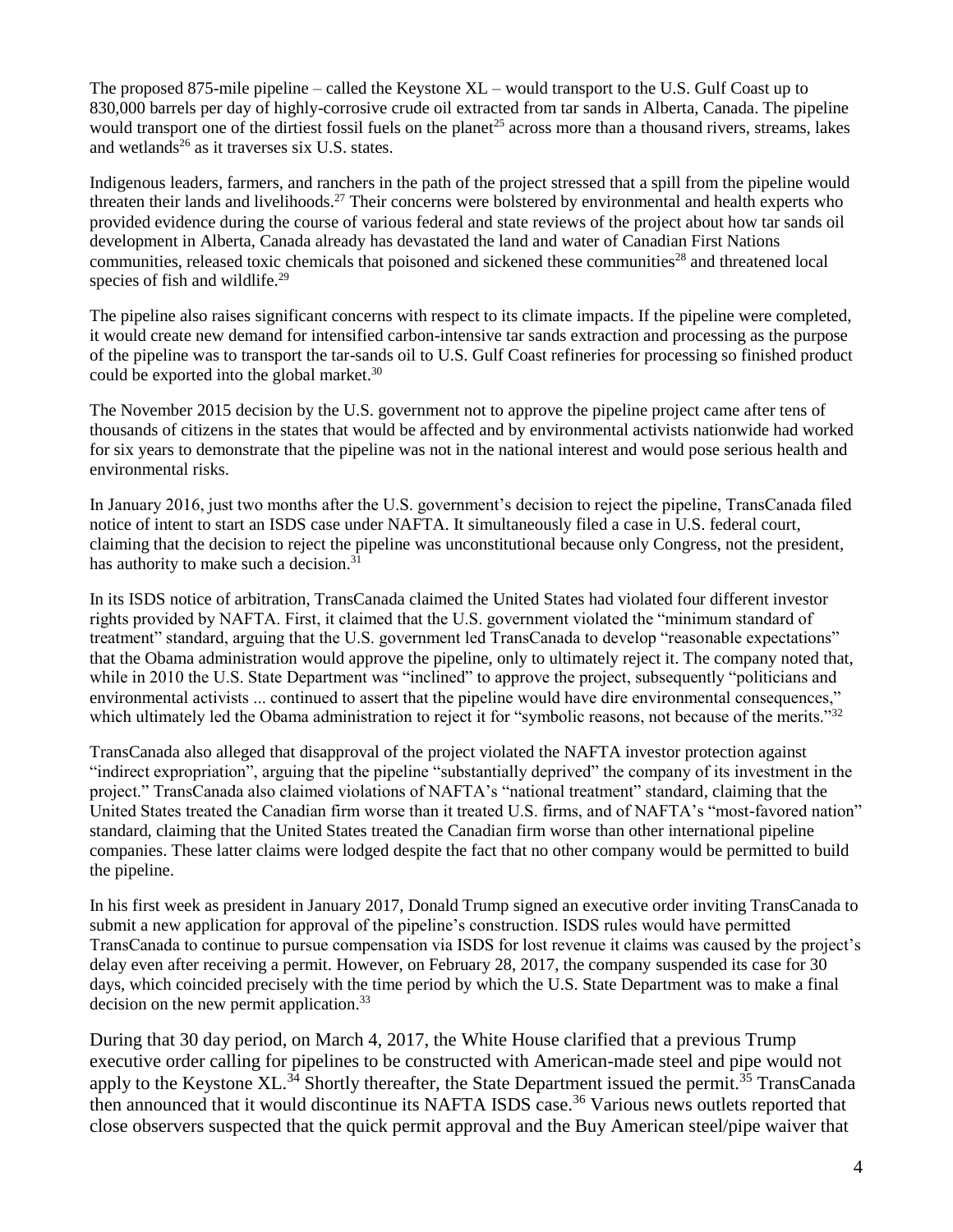The proposed 875-mile pipeline – called the Keystone XL – would transport to the U.S. Gulf Coast up to 830,000 barrels per day of highly-corrosive crude oil extracted from tar sands in Alberta, Canada. The pipeline would transport one of the dirtiest fossil fuels on the planet[25] across more than a thousand rivers, streams, lakes and wetlands[26] as it traverses six U.S. states.

Indigenous leaders, farmers, and ranchers in the path of the project stressed that a spill from the pipeline would threaten their lands and livelihoods.[27] Their concerns were bolstered by environmental and health experts who provided evidence during the course of various federal and state reviews of the project about how tar sands oil development in Alberta, Canada already has devastated the land and water of Canadian First Nations communities, released toxic chemicals that poisoned and sickened these communities[28] and threatened local species of fish and wildlife.[29]

The pipeline also raises significant concerns with respect to its climate impacts. If the pipeline were completed, it would create new demand for intensified carbon-intensive tar sands extraction and processing as the purpose of the pipeline was to transport the tar-sands oil to U.S. Gulf Coast refineries for processing so finished product could be exported into the global market.[30]

The November 2015 decision by the U.S. government not to approve the pipeline project came after tens of thousands of citizens in the states that would be affected and by environmental activists nationwide had worked for six years to demonstrate that the pipeline was not in the national interest and would pose serious health and environmental risks.

In January 2016, just two months after the U.S. government's decision to reject the pipeline, TransCanada filed notice of intent to start an ISDS case under NAFTA. It simultaneously filed a case in U.S. federal court, claiming that the decision to reject the pipeline was unconstitutional because only Congress, not the president, has authority to make such a decision.[31]

In its ISDS notice of arbitration, TransCanada claimed the United States had violated four different investor rights provided by NAFTA. First, it claimed that the U.S. government violated the "minimum standard of treatment" standard, arguing that the U.S. government led TransCanada to develop "reasonable expectations" that the Obama administration would approve the pipeline, only to ultimately reject it. The company noted that, while in 2010 the U.S. State Department was "inclined" to approve the project, subsequently "politicians and environmental activists ... continued to assert that the pipeline would have dire environmental consequences," which ultimately led the Obama administration to reject it for "symbolic reasons, not because of the merits."[32]

TransCanada also alleged that disapproval of the project violated the NAFTA investor protection against "indirect expropriation", arguing that the pipeline "substantially deprived" the company of its investment in the project." TransCanada also claimed violations of NAFTA's "national treatment" standard, claiming that the United States treated the Canadian firm worse than it treated U.S. firms, and of NAFTA's "most-favored nation" standard, claiming that the United States treated the Canadian firm worse than other international pipeline companies. These latter claims were lodged despite the fact that no other company would be permitted to build the pipeline.

In his first week as president in January 2017, Donald Trump signed an executive order inviting TransCanada to submit a new application for approval of the pipeline's construction. ISDS rules would have permitted TransCanada to continue to pursue compensation via ISDS for lost revenue it claims was caused by the project's delay even after receiving a permit. However, on February 28, 2017, the company suspended its case for 30 days, which coincided precisely with the time period by which the U.S. State Department was to make a final decision on the new permit application.[33]

During that 30 day period, on March 4, 2017, the White House clarified that a previous Trump executive order calling for pipelines to be constructed with American-made steel and pipe would not apply to the Keystone XL.[34] Shortly thereafter, the State Department issued the permit.[35] TransCanada then announced that it would discontinue its NAFTA ISDS case.[36] Various news outlets reported that close observers suspected that the quick permit approval and the Buy American steel/pipe waiver that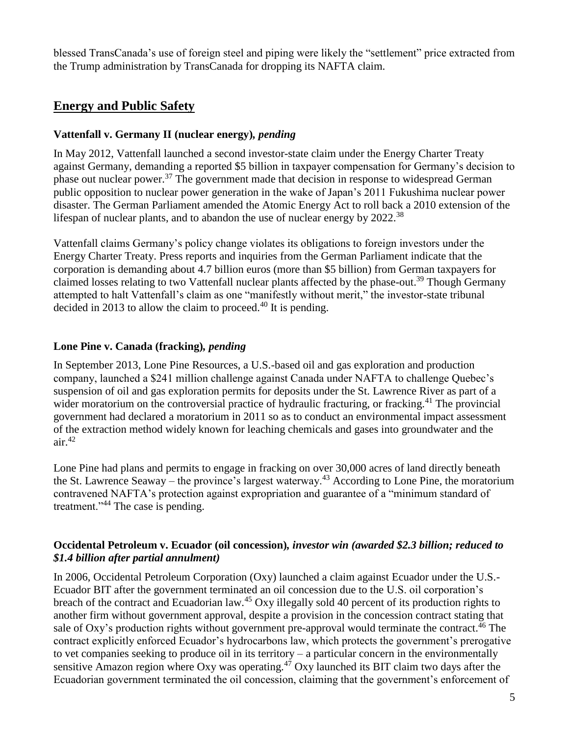blessed TransCanada's use of foreign steel and piping were likely the "settlement" price extracted from the Trump administration by TransCanada for dropping its NAFTA claim.

## Energy and Public Safety

### Vattenfall v. Germany II (nuclear energy), *pending*

In May 2012, Vattenfall launched a second investor-state claim under the Energy Charter Treaty against Germany, demanding a reported $5 billion in taxpayer compensation for Germany's decision to phase out nuclear power.[37] The government made that decision in response to widespread German public opposition to nuclear power generation in the wake of Japan's 2011 Fukushima nuclear power disaster. The German Parliament amended the Atomic Energy Act to roll back a 2010 extension of the lifespan of nuclear plants, and to abandon the use of nuclear energy by 2022.[38]

Vattenfall claims Germany's policy change violates its obligations to foreign investors under the Energy Charter Treaty. Press reports and inquiries from the German Parliament indicate that the corporation is demanding about 4.7 billion euros (more than $5 billion) from German taxpayers for claimed losses relating to two Vattenfall nuclear plants affected by the phase-out.[39] Though Germany attempted to halt Vattenfall's claim as one "manifestly without merit," the investor-state tribunal decided in 2013 to allow the claim to proceed.[40] It is pending.

### Lone Pine v. Canada (fracking), *pending*

In September 2013, Lone Pine Resources, a U.S.-based oil and gas exploration and production company, launched a $241 million challenge against Canada under NAFTA to challenge Quebec's suspension of oil and gas exploration permits for deposits under the St. Lawrence River as part of a wider moratorium on the controversial practice of hydraulic fracturing, or fracking.[41] The provincial government had declared a moratorium in 2011 so as to conduct an environmental impact assessment of the extraction method widely known for leaching chemicals and gases into groundwater and the air.[42]

Lone Pine had plans and permits to engage in fracking on over 30,000 acres of land directly beneath the St. Lawrence Seaway – the province's largest waterway.[43] According to Lone Pine, the moratorium contravened NAFTA's protection against expropriation and guarantee of a "minimum standard of treatment."[44] The case is pending.

### Occidental Petroleum v. Ecuador (oil concession), *investor win (awarded $2.3 billion; reduced to $1.4 billion after partial annulment)*

In 2006, Occidental Petroleum Corporation (Oxy) launched a claim against Ecuador under the U.S.-Ecuador BIT after the government terminated an oil concession due to the U.S. oil corporation's breach of the contract and Ecuadorian law.[45] Oxy illegally sold 40 percent of its production rights to another firm without government approval, despite a provision in the concession contract stating that sale of Oxy's production rights without government pre-approval would terminate the contract.[46] The contract explicitly enforced Ecuador's hydrocarbons law, which protects the government's prerogative to vet companies seeking to produce oil in its territory – a particular concern in the environmentally sensitive Amazon region where Oxy was operating.[47] Oxy launched its BIT claim two days after the Ecuadorian government terminated the oil concession, claiming that the government's enforcement of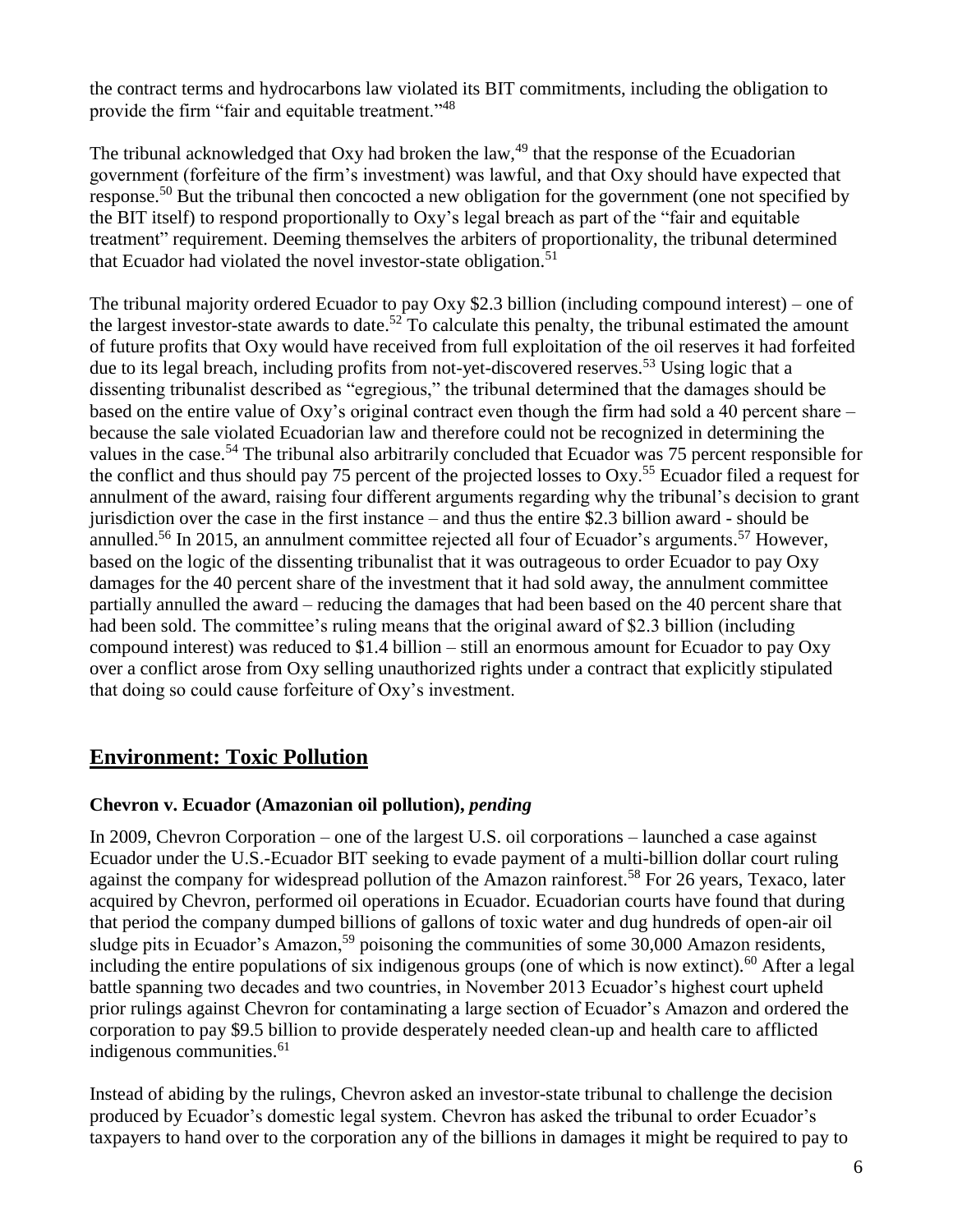the contract terms and hydrocarbons law violated its BIT commitments, including the obligation to provide the firm "fair and equitable treatment."[48]

The tribunal acknowledged that Oxy had broken the law,[49] that the response of the Ecuadorian government (forfeiture of the firm's investment) was lawful, and that Oxy should have expected that response.[50] But the tribunal then concocted a new obligation for the government (one not specified by the BIT itself) to respond proportionally to Oxy's legal breach as part of the "fair and equitable treatment" requirement. Deeming themselves the arbiters of proportionality, the tribunal determined that Ecuador had violated the novel investor-state obligation.[51]

The tribunal majority ordered Ecuador to pay Oxy $2.3 billion (including compound interest) – one of the largest investor-state awards to date.[52] To calculate this penalty, the tribunal estimated the amount of future profits that Oxy would have received from full exploitation of the oil reserves it had forfeited due to its legal breach, including profits from not-yet-discovered reserves.[53] Using logic that a dissenting tribunalist described as "egregious," the tribunal determined that the damages should be based on the entire value of Oxy's original contract even though the firm had sold a 40 percent share – because the sale violated Ecuadorian law and therefore could not be recognized in determining the values in the case.[54] The tribunal also arbitrarily concluded that Ecuador was 75 percent responsible for the conflict and thus should pay 75 percent of the projected losses to Oxy.[55] Ecuador filed a request for annulment of the award, raising four different arguments regarding why the tribunal's decision to grant jurisdiction over the case in the first instance – and thus the entire $2.3 billion award - should be annulled.[56] In 2015, an annulment committee rejected all four of Ecuador's arguments.[57] However, based on the logic of the dissenting tribunalist that it was outrageous to order Ecuador to pay Oxy damages for the 40 percent share of the investment that it had sold away, the annulment committee partially annulled the award – reducing the damages that had been based on the 40 percent share that had been sold. The committee's ruling means that the original award of $2.3 billion (including compound interest) was reduced to $1.4 billion – still an enormous amount for Ecuador to pay Oxy over a conflict arose from Oxy selling unauthorized rights under a contract that explicitly stipulated that doing so could cause forfeiture of Oxy's investment.

## Environment: Toxic Pollution

### Chevron v. Ecuador (Amazonian oil pollution), *pending*

In 2009, Chevron Corporation – one of the largest U.S. oil corporations – launched a case against Ecuador under the U.S.-Ecuador BIT seeking to evade payment of a multi-billion dollar court ruling against the company for widespread pollution of the Amazon rainforest.[58] For 26 years, Texaco, later acquired by Chevron, performed oil operations in Ecuador. Ecuadorian courts have found that during that period the company dumped billions of gallons of toxic water and dug hundreds of open-air oil sludge pits in Ecuador's Amazon,[59] poisoning the communities of some 30,000 Amazon residents, including the entire populations of six indigenous groups (one of which is now extinct).[60] After a legal battle spanning two decades and two countries, in November 2013 Ecuador's highest court upheld prior rulings against Chevron for contaminating a large section of Ecuador's Amazon and ordered the corporation to pay $9.5 billion to provide desperately needed clean-up and health care to afflicted indigenous communities.[61]

Instead of abiding by the rulings, Chevron asked an investor-state tribunal to challenge the decision produced by Ecuador's domestic legal system. Chevron has asked the tribunal to order Ecuador's taxpayers to hand over to the corporation any of the billions in damages it might be required to pay to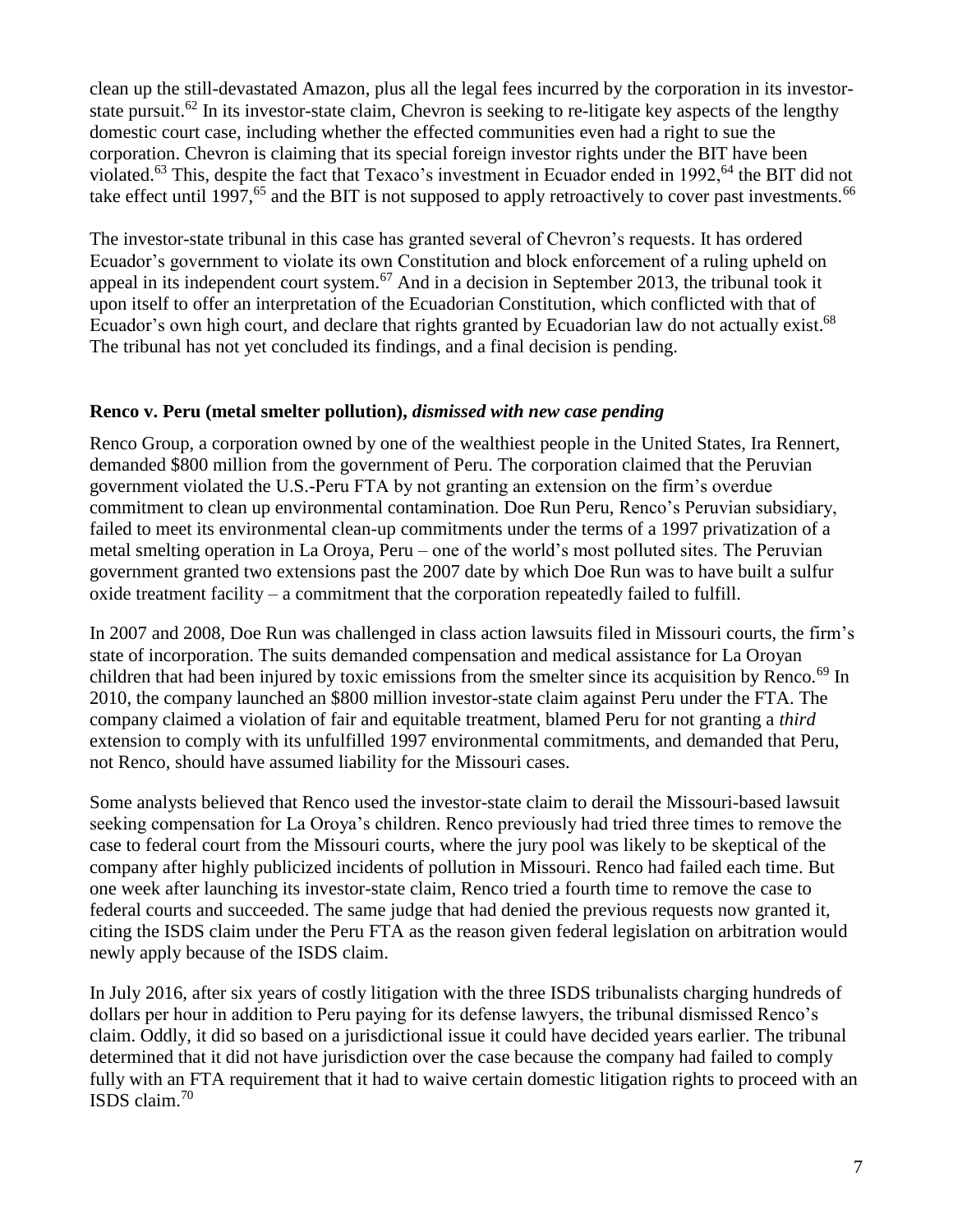clean up the still-devastated Amazon, plus all the legal fees incurred by the corporation in its investor-state pursuit.[62] In its investor-state claim, Chevron is seeking to re-litigate key aspects of the lengthy domestic court case, including whether the effected communities even had a right to sue the corporation. Chevron is claiming that its special foreign investor rights under the BIT have been violated.[63] This, despite the fact that Texaco's investment in Ecuador ended in 1992,[64] the BIT did not take effect until 1997,[65] and the BIT is not supposed to apply retroactively to cover past investments.[66]

The investor-state tribunal in this case has granted several of Chevron's requests. It has ordered Ecuador's government to violate its own Constitution and block enforcement of a ruling upheld on appeal in its independent court system.[67] And in a decision in September 2013, the tribunal took it upon itself to offer an interpretation of the Ecuadorian Constitution, which conflicted with that of Ecuador's own high court, and declare that rights granted by Ecuadorian law do not actually exist.[68] The tribunal has not yet concluded its findings, and a final decision is pending.

**Renco v. Peru (metal smelter pollution),** ***dismissed with new case pending***

Renco Group, a corporation owned by one of the wealthiest people in the United States, Ira Rennert, demanded $800 million from the government of Peru. The corporation claimed that the Peruvian government violated the U.S.-Peru FTA by not granting an extension on the firm's overdue commitment to clean up environmental contamination. Doe Run Peru, Renco's Peruvian subsidiary, failed to meet its environmental clean-up commitments under the terms of a 1997 privatization of a metal smelting operation in La Oroya, Peru – one of the world's most polluted sites. The Peruvian government granted two extensions past the 2007 date by which Doe Run was to have built a sulfur oxide treatment facility – a commitment that the corporation repeatedly failed to fulfill.

In 2007 and 2008, Doe Run was challenged in class action lawsuits filed in Missouri courts, the firm's state of incorporation. The suits demanded compensation and medical assistance for La Oroyan children that had been injured by toxic emissions from the smelter since its acquisition by Renco.[69] In 2010, the company launched an $800 million investor-state claim against Peru under the FTA. The company claimed a violation of fair and equitable treatment, blamed Peru for not granting a *third* extension to comply with its unfulfilled 1997 environmental commitments, and demanded that Peru, not Renco, should have assumed liability for the Missouri cases.

Some analysts believed that Renco used the investor-state claim to derail the Missouri-based lawsuit seeking compensation for La Oroya's children. Renco previously had tried three times to remove the case to federal court from the Missouri courts, where the jury pool was likely to be skeptical of the company after highly publicized incidents of pollution in Missouri. Renco had failed each time. But one week after launching its investor-state claim, Renco tried a fourth time to remove the case to federal courts and succeeded. The same judge that had denied the previous requests now granted it, citing the ISDS claim under the Peru FTA as the reason given federal legislation on arbitration would newly apply because of the ISDS claim.

In July 2016, after six years of costly litigation with the three ISDS tribunalists charging hundreds of dollars per hour in addition to Peru paying for its defense lawyers, the tribunal dismissed Renco's claim. Oddly, it did so based on a jurisdictional issue it could have decided years earlier. The tribunal determined that it did not have jurisdiction over the case because the company had failed to comply fully with an FTA requirement that it had to waive certain domestic litigation rights to proceed with an ISDS claim.[70]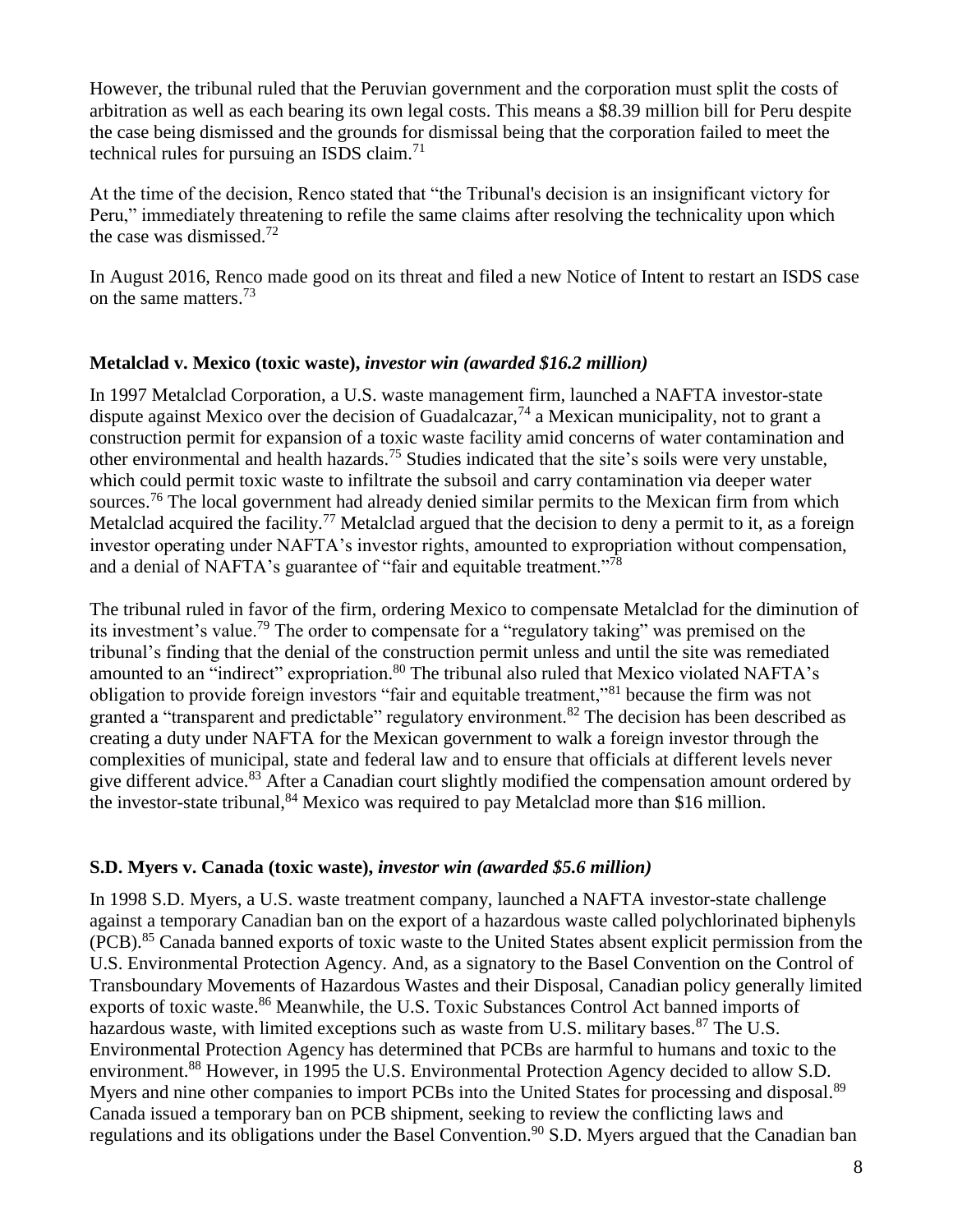However, the tribunal ruled that the Peruvian government and the corporation must split the costs of arbitration as well as each bearing its own legal costs. This means a $8.39 million bill for Peru despite the case being dismissed and the grounds for dismissal being that the corporation failed to meet the technical rules for pursuing an ISDS claim.[71]

At the time of the decision, Renco stated that "the Tribunal's decision is an insignificant victory for Peru," immediately threatening to refile the same claims after resolving the technicality upon which the case was dismissed.[72]

In August 2016, Renco made good on its threat and filed a new Notice of Intent to restart an ISDS case on the same matters.[73]

### Metalclad v. Mexico (toxic waste), *investor win (awarded $16.2 million)*

In 1997 Metalclad Corporation, a U.S. waste management firm, launched a NAFTA investor-state dispute against Mexico over the decision of Guadalcazar,[74] a Mexican municipality, not to grant a construction permit for expansion of a toxic waste facility amid concerns of water contamination and other environmental and health hazards.[75] Studies indicated that the site's soils were very unstable, which could permit toxic waste to infiltrate the subsoil and carry contamination via deeper water sources.[76] The local government had already denied similar permits to the Mexican firm from which Metalclad acquired the facility.[77] Metalclad argued that the decision to deny a permit to it, as a foreign investor operating under NAFTA's investor rights, amounted to expropriation without compensation, and a denial of NAFTA's guarantee of "fair and equitable treatment."[78]

The tribunal ruled in favor of the firm, ordering Mexico to compensate Metalclad for the diminution of its investment's value.[79] The order to compensate for a "regulatory taking" was premised on the tribunal's finding that the denial of the construction permit unless and until the site was remediated amounted to an "indirect" expropriation.[80] The tribunal also ruled that Mexico violated NAFTA's obligation to provide foreign investors "fair and equitable treatment,"[81] because the firm was not granted a "transparent and predictable" regulatory environment.[82] The decision has been described as creating a duty under NAFTA for the Mexican government to walk a foreign investor through the complexities of municipal, state and federal law and to ensure that officials at different levels never give different advice.[83] After a Canadian court slightly modified the compensation amount ordered by the investor-state tribunal,[84] Mexico was required to pay Metalclad more than $16 million.

### S.D. Myers v. Canada (toxic waste), *investor win (awarded $5.6 million)*

In 1998 S.D. Myers, a U.S. waste treatment company, launched a NAFTA investor-state challenge against a temporary Canadian ban on the export of a hazardous waste called polychlorinated biphenyls (PCB).[85] Canada banned exports of toxic waste to the United States absent explicit permission from the U.S. Environmental Protection Agency. And, as a signatory to the Basel Convention on the Control of Transboundary Movements of Hazardous Wastes and their Disposal, Canadian policy generally limited exports of toxic waste.[86] Meanwhile, the U.S. Toxic Substances Control Act banned imports of hazardous waste, with limited exceptions such as waste from U.S. military bases.[87] The U.S. Environmental Protection Agency has determined that PCBs are harmful to humans and toxic to the environment.[88] However, in 1995 the U.S. Environmental Protection Agency decided to allow S.D. Myers and nine other companies to import PCBs into the United States for processing and disposal.[89] Canada issued a temporary ban on PCB shipment, seeking to review the conflicting laws and regulations and its obligations under the Basel Convention.[90] S.D. Myers argued that the Canadian ban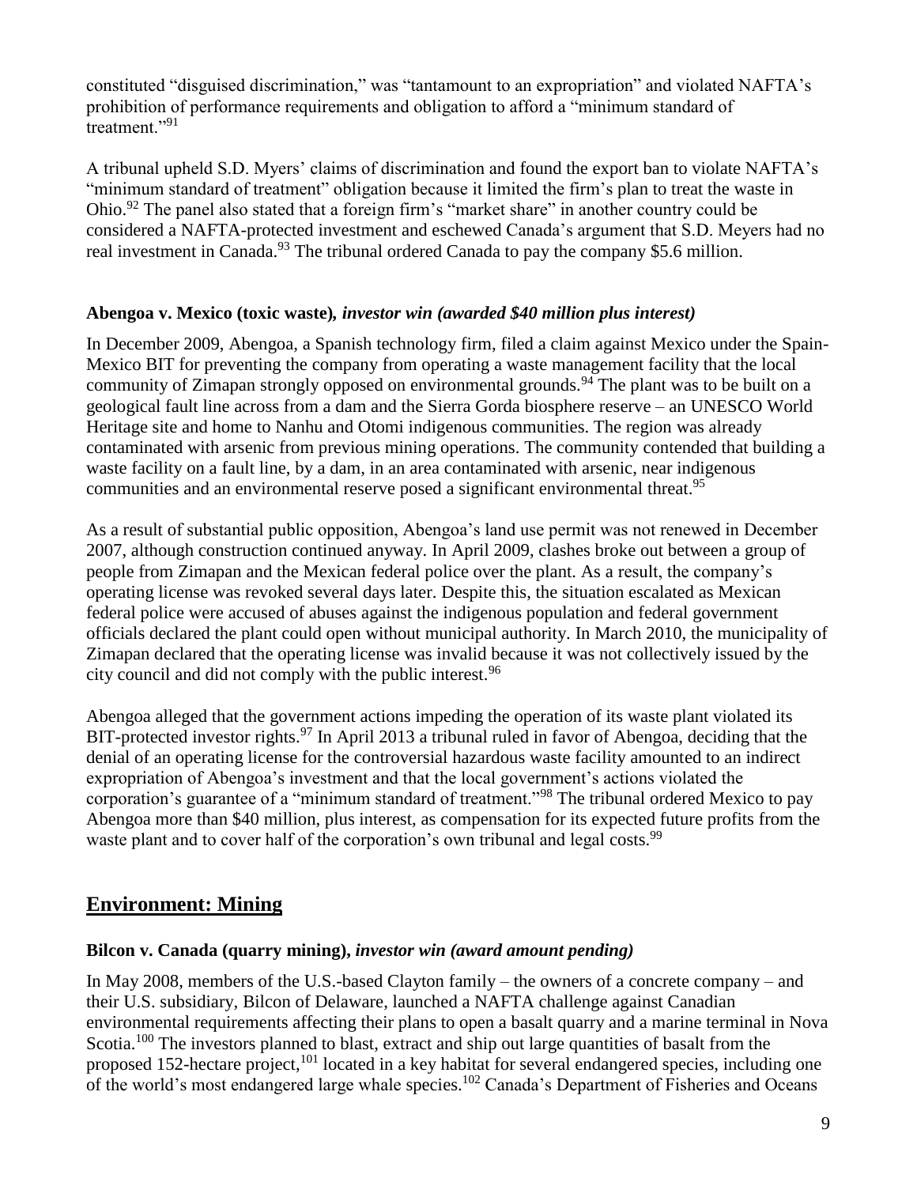constituted "disguised discrimination," was "tantamount to an expropriation" and violated NAFTA's prohibition of performance requirements and obligation to afford a "minimum standard of treatment."[91]

A tribunal upheld S.D. Myers' claims of discrimination and found the export ban to violate NAFTA's "minimum standard of treatment" obligation because it limited the firm's plan to treat the waste in Ohio.[92] The panel also stated that a foreign firm's "market share" in another country could be considered a NAFTA-protected investment and eschewed Canada's argument that S.D. Meyers had no real investment in Canada.[93] The tribunal ordered Canada to pay the company \$5.6 million.

### Abengoa v. Mexico (toxic waste), *investor win (awarded \$40 million plus interest)*

In December 2009, Abengoa, a Spanish technology firm, filed a claim against Mexico under the Spain-Mexico BIT for preventing the company from operating a waste management facility that the local community of Zimapan strongly opposed on environmental grounds.[94] The plant was to be built on a geological fault line across from a dam and the Sierra Gorda biosphere reserve – an UNESCO World Heritage site and home to Nanhu and Otomi indigenous communities. The region was already contaminated with arsenic from previous mining operations. The community contended that building a waste facility on a fault line, by a dam, in an area contaminated with arsenic, near indigenous communities and an environmental reserve posed a significant environmental threat.[95]

As a result of substantial public opposition, Abengoa's land use permit was not renewed in December 2007, although construction continued anyway. In April 2009, clashes broke out between a group of people from Zimapan and the Mexican federal police over the plant. As a result, the company's operating license was revoked several days later. Despite this, the situation escalated as Mexican federal police were accused of abuses against the indigenous population and federal government officials declared the plant could open without municipal authority. In March 2010, the municipality of Zimapan declared that the operating license was invalid because it was not collectively issued by the city council and did not comply with the public interest.[96]

Abengoa alleged that the government actions impeding the operation of its waste plant violated its BIT-protected investor rights.[97] In April 2013 a tribunal ruled in favor of Abengoa, deciding that the denial of an operating license for the controversial hazardous waste facility amounted to an indirect expropriation of Abengoa's investment and that the local government's actions violated the corporation's guarantee of a "minimum standard of treatment."[98] The tribunal ordered Mexico to pay Abengoa more than \$40 million, plus interest, as compensation for its expected future profits from the waste plant and to cover half of the corporation's own tribunal and legal costs.[99]

## Environment: Mining

### Bilcon v. Canada (quarry mining), *investor win (award amount pending)*

In May 2008, members of the U.S.-based Clayton family – the owners of a concrete company – and their U.S. subsidiary, Bilcon of Delaware, launched a NAFTA challenge against Canadian environmental requirements affecting their plans to open a basalt quarry and a marine terminal in Nova Scotia.[100] The investors planned to blast, extract and ship out large quantities of basalt from the proposed 152-hectare project,[101] located in a key habitat for several endangered species, including one of the world's most endangered large whale species.[102] Canada's Department of Fisheries and Oceans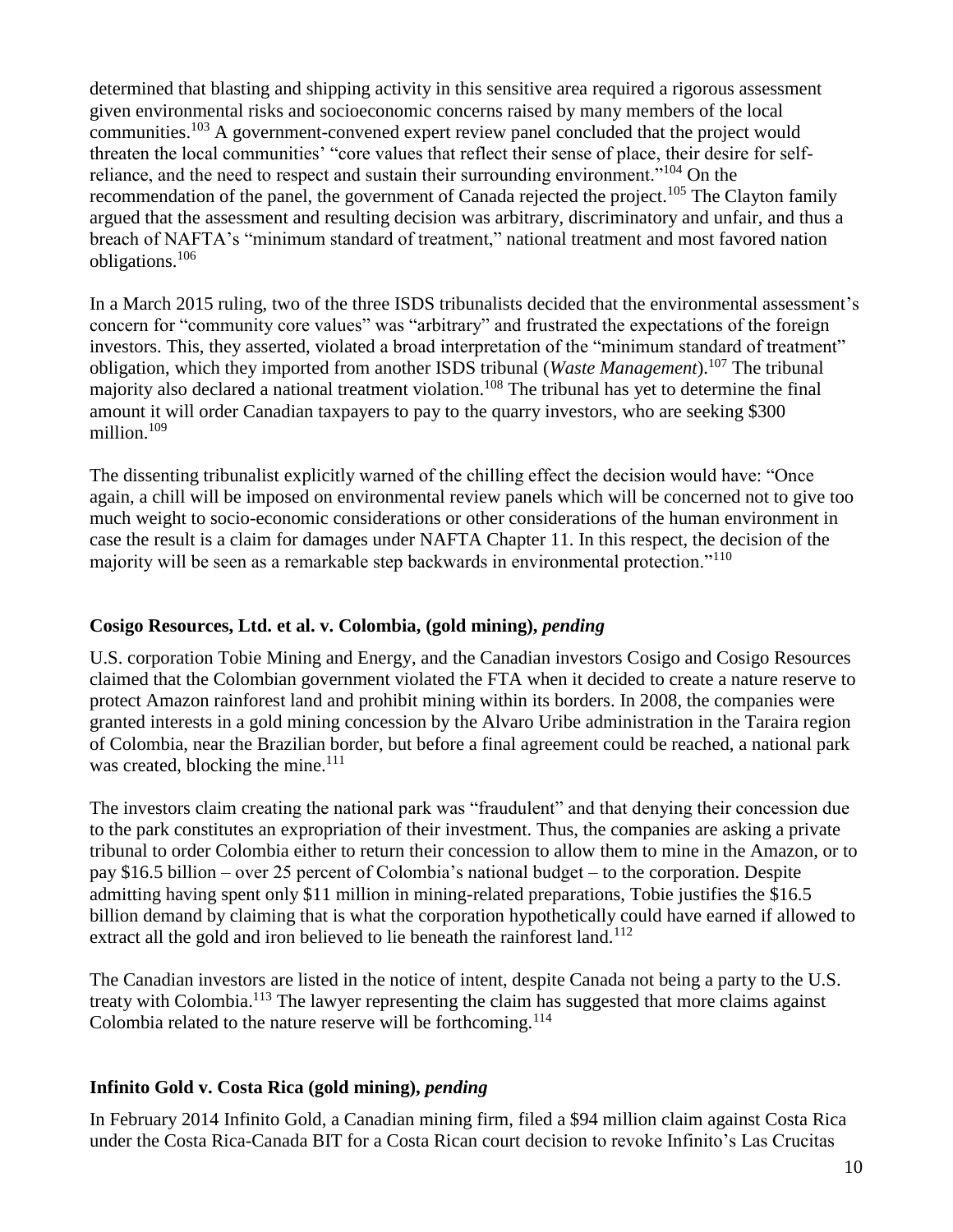determined that blasting and shipping activity in this sensitive area required a rigorous assessment given environmental risks and socioeconomic concerns raised by many members of the local communities.[103] A government-convened expert review panel concluded that the project would threaten the local communities' "core values that reflect their sense of place, their desire for self-reliance, and the need to respect and sustain their surrounding environment."[104] On the recommendation of the panel, the government of Canada rejected the project.[105] The Clayton family argued that the assessment and resulting decision was arbitrary, discriminatory and unfair, and thus a breach of NAFTA's "minimum standard of treatment," national treatment and most favored nation obligations.[106]

In a March 2015 ruling, two of the three ISDS tribunalists decided that the environmental assessment's concern for "community core values" was "arbitrary" and frustrated the expectations of the foreign investors. This, they asserted, violated a broad interpretation of the "minimum standard of treatment" obligation, which they imported from another ISDS tribunal (*Waste Management*).[107] The tribunal majority also declared a national treatment violation.[108] The tribunal has yet to determine the final amount it will order Canadian taxpayers to pay to the quarry investors, who are seeking $300 million.[109]

The dissenting tribunalist explicitly warned of the chilling effect the decision would have: "Once again, a chill will be imposed on environmental review panels which will be concerned not to give too much weight to socio-economic considerations or other considerations of the human environment in case the result is a claim for damages under NAFTA Chapter 11. In this respect, the decision of the majority will be seen as a remarkable step backwards in environmental protection."[110]

### Cosigo Resources, Ltd. et al. v. Colombia, (gold mining), *pending*

U.S. corporation Tobie Mining and Energy, and the Canadian investors Cosigo and Cosigo Resources claimed that the Colombian government violated the FTA when it decided to create a nature reserve to protect Amazon rainforest land and prohibit mining within its borders. In 2008, the companies were granted interests in a gold mining concession by the Alvaro Uribe administration in the Taraira region of Colombia, near the Brazilian border, but before a final agreement could be reached, a national park was created, blocking the mine.[111]

The investors claim creating the national park was "fraudulent" and that denying their concession due to the park constitutes an expropriation of their investment. Thus, the companies are asking a private tribunal to order Colombia either to return their concession to allow them to mine in the Amazon, or to pay $16.5 billion – over 25 percent of Colombia's national budget – to the corporation. Despite admitting having spent only $11 million in mining-related preparations, Tobie justifies the $16.5 billion demand by claiming that is what the corporation hypothetically could have earned if allowed to extract all the gold and iron believed to lie beneath the rainforest land.[112]

The Canadian investors are listed in the notice of intent, despite Canada not being a party to the U.S. treaty with Colombia.[113] The lawyer representing the claim has suggested that more claims against Colombia related to the nature reserve will be forthcoming.[114]

### Infinito Gold v. Costa Rica (gold mining), *pending*

In February 2014 Infinito Gold, a Canadian mining firm, filed a $94 million claim against Costa Rica under the Costa Rica-Canada BIT for a Costa Rican court decision to revoke Infinito's Las Crucitas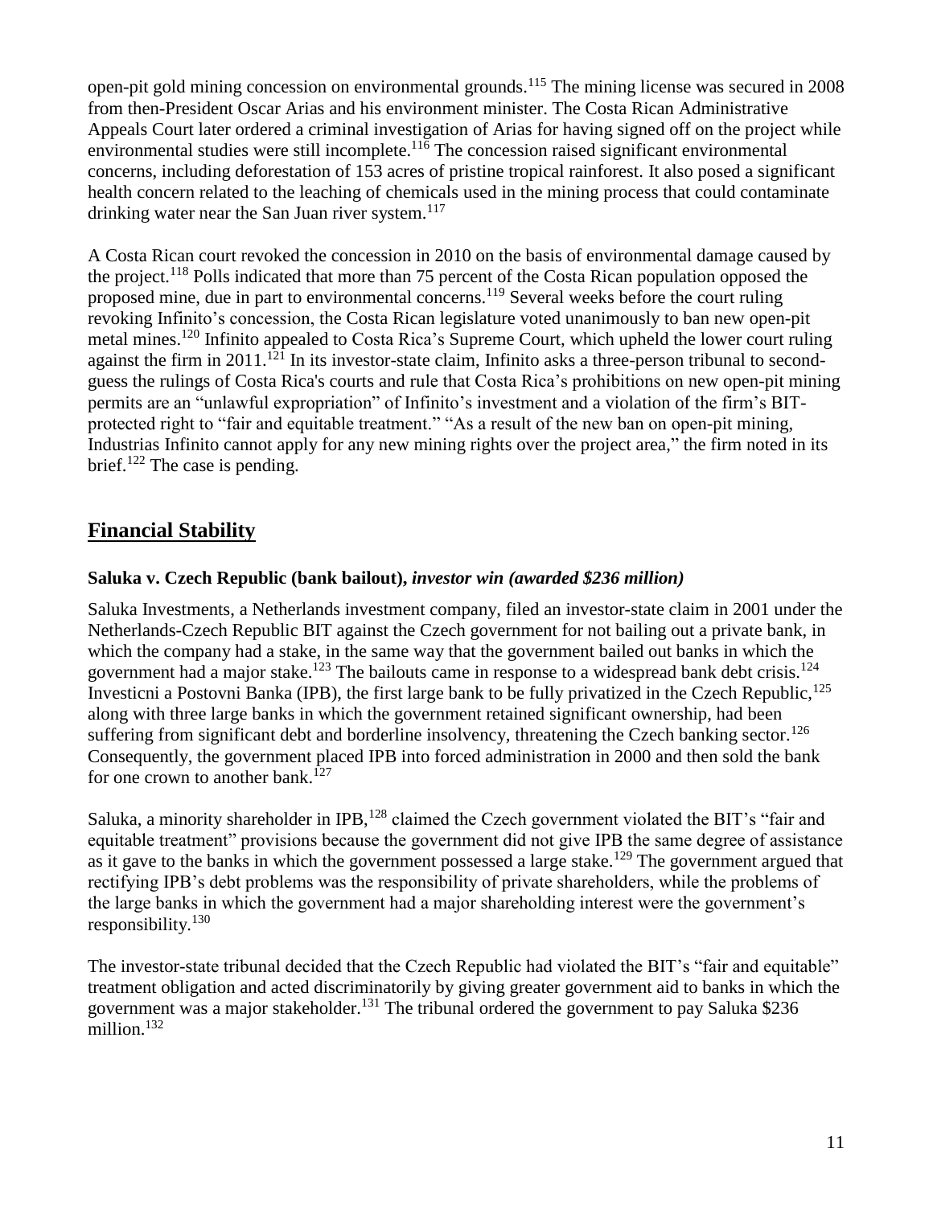open-pit gold mining concession on environmental grounds.[115] The mining license was secured in 2008 from then-President Oscar Arias and his environment minister. The Costa Rican Administrative Appeals Court later ordered a criminal investigation of Arias for having signed off on the project while environmental studies were still incomplete.[116] The concession raised significant environmental concerns, including deforestation of 153 acres of pristine tropical rainforest. It also posed a significant health concern related to the leaching of chemicals used in the mining process that could contaminate drinking water near the San Juan river system.[117]

A Costa Rican court revoked the concession in 2010 on the basis of environmental damage caused by the project.[118] Polls indicated that more than 75 percent of the Costa Rican population opposed the proposed mine, due in part to environmental concerns.[119] Several weeks before the court ruling revoking Infinito's concession, the Costa Rican legislature voted unanimously to ban new open-pit metal mines.[120] Infinito appealed to Costa Rica's Supreme Court, which upheld the lower court ruling against the firm in 2011.[121] In its investor-state claim, Infinito asks a three-person tribunal to second-guess the rulings of Costa Rica's courts and rule that Costa Rica's prohibitions on new open-pit mining permits are an "unlawful expropriation" of Infinito's investment and a violation of the firm's BIT-protected right to "fair and equitable treatment." "As a result of the new ban on open-pit mining, Industrias Infinito cannot apply for any new mining rights over the project area," the firm noted in its brief.[122] The case is pending.

## Financial Stability

### Saluka v. Czech Republic (bank bailout), *investor win (awarded $236 million)*

Saluka Investments, a Netherlands investment company, filed an investor-state claim in 2001 under the Netherlands-Czech Republic BIT against the Czech government for not bailing out a private bank, in which the company had a stake, in the same way that the government bailed out banks in which the government had a major stake.[123] The bailouts came in response to a widespread bank debt crisis.[124] Investicni a Postovni Banka (IPB), the first large bank to be fully privatized in the Czech Republic,[125] along with three large banks in which the government retained significant ownership, had been suffering from significant debt and borderline insolvency, threatening the Czech banking sector.[126] Consequently, the government placed IPB into forced administration in 2000 and then sold the bank for one crown to another bank.[127]

Saluka, a minority shareholder in IPB,[128] claimed the Czech government violated the BIT's "fair and equitable treatment" provisions because the government did not give IPB the same degree of assistance as it gave to the banks in which the government possessed a large stake.[129] The government argued that rectifying IPB's debt problems was the responsibility of private shareholders, while the problems of the large banks in which the government had a major shareholding interest were the government's responsibility.[130]

The investor-state tribunal decided that the Czech Republic had violated the BIT's "fair and equitable" treatment obligation and acted discriminatorily by giving greater government aid to banks in which the government was a major stakeholder.[131] The tribunal ordered the government to pay Saluka $236 million.[132]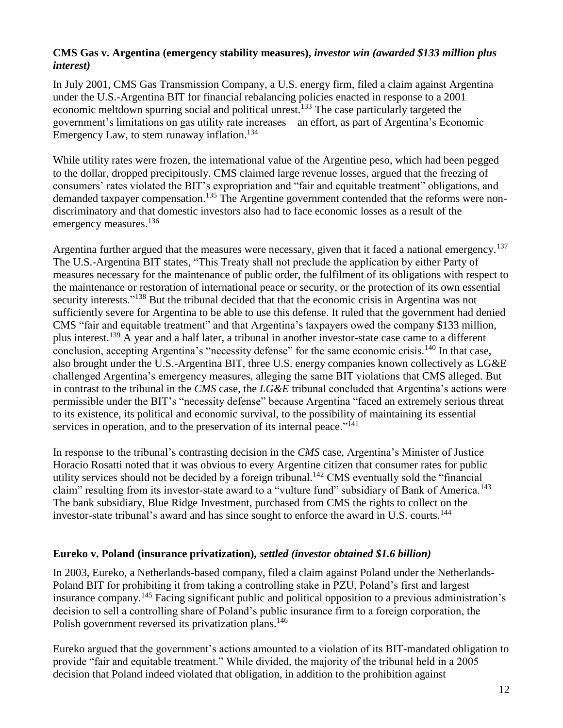### **CMS Gas v. Argentina (emergency stability measures),** ***investor win (awarded $133 million plus interest)***

In July 2001, CMS Gas Transmission Company, a U.S. energy firm, filed a claim against Argentina under the U.S.-Argentina BIT for financial rebalancing policies enacted in response to a 2001 economic meltdown spurring social and political unrest.[133] The case particularly targeted the government's limitations on gas utility rate increases – an effort, as part of Argentina's Economic Emergency Law, to stem runaway inflation.[134]

While utility rates were frozen, the international value of the Argentine peso, which had been pegged to the dollar, dropped precipitously. CMS claimed large revenue losses, argued that the freezing of consumers' rates violated the BIT's expropriation and "fair and equitable treatment" obligations, and demanded taxpayer compensation.[135] The Argentine government contended that the reforms were non-discriminatory and that domestic investors also had to face economic losses as a result of the emergency measures.[136]

Argentina further argued that the measures were necessary, given that it faced a national emergency.[137] The U.S.-Argentina BIT states, "This Treaty shall not preclude the application by either Party of measures necessary for the maintenance of public order, the fulfilment of its obligations with respect to the maintenance or restoration of international peace or security, or the protection of its own essential security interests."[138] But the tribunal decided that that the economic crisis in Argentina was not sufficiently severe for Argentina to be able to use this defense. It ruled that the government had denied CMS "fair and equitable treatment" and that Argentina's taxpayers owed the company $133 million, plus interest.[139] A year and a half later, a tribunal in another investor-state case came to a different conclusion, accepting Argentina's "necessity defense" for the same economic crisis.[140] In that case, also brought under the U.S.-Argentina BIT, three U.S. energy companies known collectively as LG&E challenged Argentina's emergency measures, alleging the same BIT violations that CMS alleged. But in contrast to the tribunal in the *CMS* case, the *LG&E* tribunal concluded that Argentina's actions were permissible under the BIT's "necessity defense" because Argentina "faced an extremely serious threat to its existence, its political and economic survival, to the possibility of maintaining its essential services in operation, and to the preservation of its internal peace."[141]

In response to the tribunal's contrasting decision in the *CMS* case, Argentina's Minister of Justice Horacio Rosatti noted that it was obvious to every Argentine citizen that consumer rates for public utility services should not be decided by a foreign tribunal.[142] CMS eventually sold the "financial claim" resulting from its investor-state award to a "vulture fund" subsidiary of Bank of America.[143] The bank subsidiary, Blue Ridge Investment, purchased from CMS the rights to collect on the investor-state tribunal's award and has since sought to enforce the award in U.S. courts.[144]

### **Eureko v. Poland (insurance privatization),** ***settled (investor obtained $1.6 billion)***

In 2003, Eureko, a Netherlands-based company, filed a claim against Poland under the Netherlands-Poland BIT for prohibiting it from taking a controlling stake in PZU, Poland's first and largest insurance company.[145] Facing significant public and political opposition to a previous administration's decision to sell a controlling share of Poland's public insurance firm to a foreign corporation, the Polish government reversed its privatization plans.[146]

Eureko argued that the government's actions amounted to a violation of its BIT-mandated obligation to provide "fair and equitable treatment." While divided, the majority of the tribunal held in a 2005 decision that Poland indeed violated that obligation, in addition to the prohibition against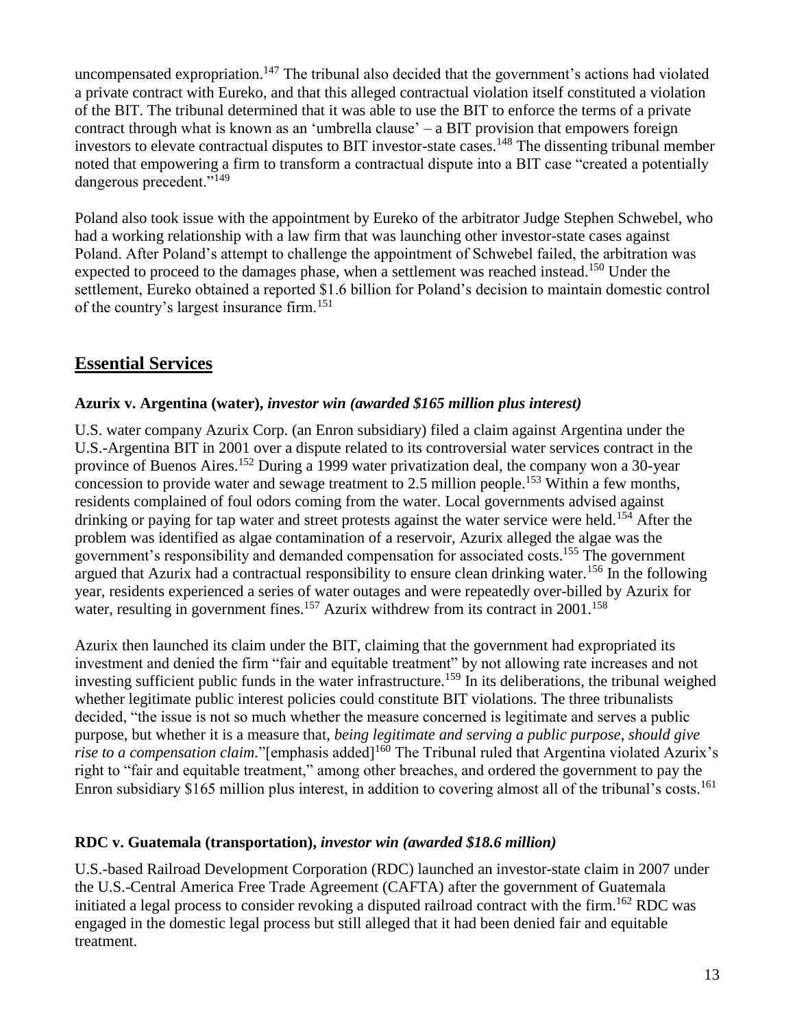uncompensated expropriation.[147] The tribunal also decided that the government's actions had violated a private contract with Eureko, and that this alleged contractual violation itself constituted a violation of the BIT. The tribunal determined that it was able to use the BIT to enforce the terms of a private contract through what is known as an 'umbrella clause' – a BIT provision that empowers foreign investors to elevate contractual disputes to BIT investor-state cases.[148] The dissenting tribunal member noted that empowering a firm to transform a contractual dispute into a BIT case "created a potentially dangerous precedent."[149]

Poland also took issue with the appointment by Eureko of the arbitrator Judge Stephen Schwebel, who had a working relationship with a law firm that was launching other investor-state cases against Poland. After Poland's attempt to challenge the appointment of Schwebel failed, the arbitration was expected to proceed to the damages phase, when a settlement was reached instead.[150] Under the settlement, Eureko obtained a reported $1.6 billion for Poland's decision to maintain domestic control of the country's largest insurance firm.[151]

## Essential Services

### Azurix v. Argentina (water), *investor win (awarded $165 million plus interest)*

U.S. water company Azurix Corp. (an Enron subsidiary) filed a claim against Argentina under the U.S.-Argentina BIT in 2001 over a dispute related to its controversial water services contract in the province of Buenos Aires.[152] During a 1999 water privatization deal, the company won a 30-year concession to provide water and sewage treatment to 2.5 million people.[153] Within a few months, residents complained of foul odors coming from the water. Local governments advised against drinking or paying for tap water and street protests against the water service were held.[154] After the problem was identified as algae contamination of a reservoir, Azurix alleged the algae was the government's responsibility and demanded compensation for associated costs.[155] The government argued that Azurix had a contractual responsibility to ensure clean drinking water.[156] In the following year, residents experienced a series of water outages and were repeatedly over-billed by Azurix for water, resulting in government fines.[157] Azurix withdrew from its contract in 2001.[158]

Azurix then launched its claim under the BIT, claiming that the government had expropriated its investment and denied the firm "fair and equitable treatment" by not allowing rate increases and not investing sufficient public funds in the water infrastructure.[159] In its deliberations, the tribunal weighed whether legitimate public interest policies could constitute BIT violations. The three tribunalists decided, "the issue is not so much whether the measure concerned is legitimate and serves a public purpose, but whether it is a measure that, *being legitimate and serving a public purpose, should give rise to a compensation claim.*"[emphasis added][160] The Tribunal ruled that Argentina violated Azurix's right to "fair and equitable treatment," among other breaches, and ordered the government to pay the Enron subsidiary $165 million plus interest, in addition to covering almost all of the tribunal's costs.[161]

### RDC v. Guatemala (transportation), *investor win (awarded $18.6 million)*

U.S.-based Railroad Development Corporation (RDC) launched an investor-state claim in 2007 under the U.S.-Central America Free Trade Agreement (CAFTA) after the government of Guatemala initiated a legal process to consider revoking a disputed railroad contract with the firm.[162] RDC was engaged in the domestic legal process but still alleged that it had been denied fair and equitable treatment.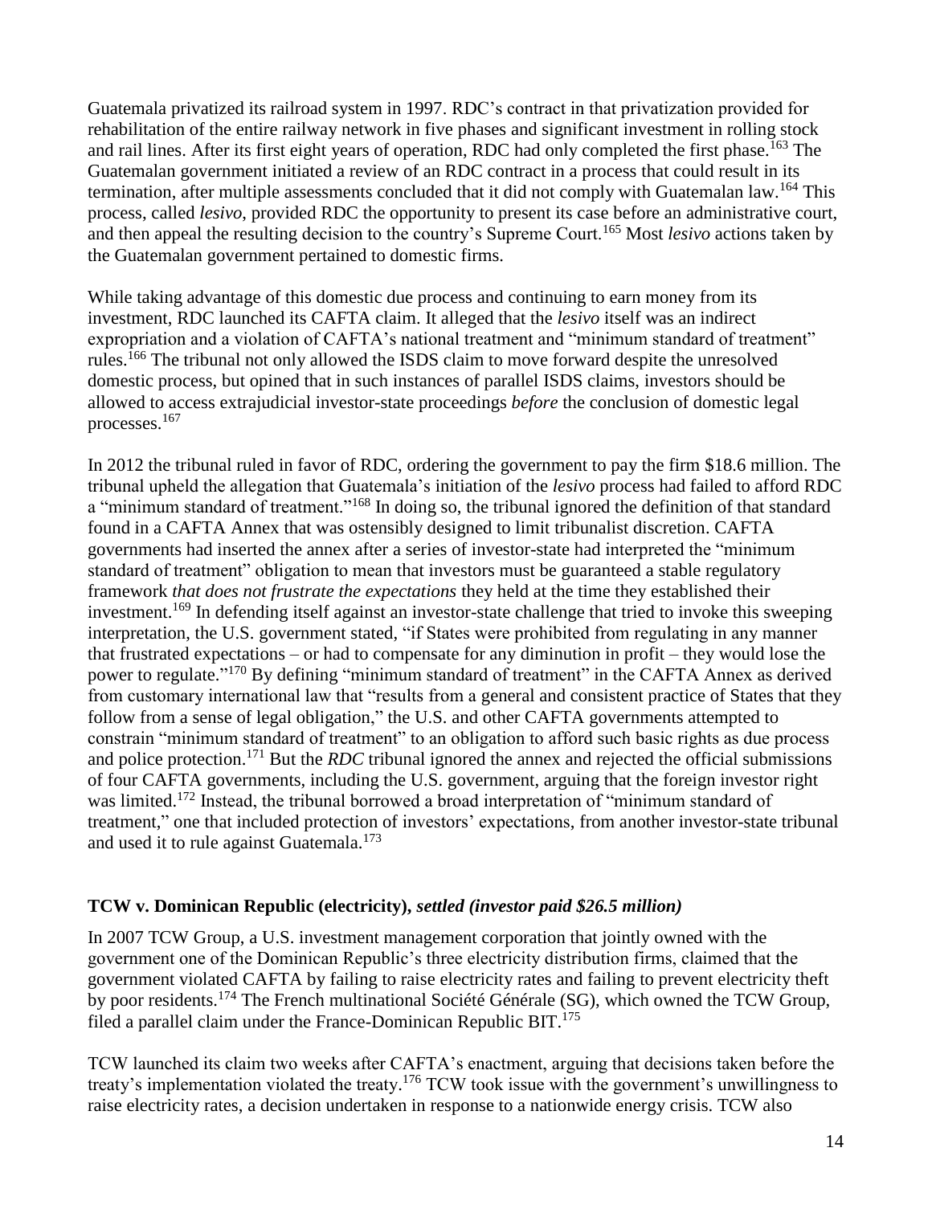Guatemala privatized its railroad system in 1997. RDC's contract in that privatization provided for rehabilitation of the entire railway network in five phases and significant investment in rolling stock and rail lines. After its first eight years of operation, RDC had only completed the first phase.[163] The Guatemalan government initiated a review of an RDC contract in a process that could result in its termination, after multiple assessments concluded that it did not comply with Guatemalan law.[164] This process, called *lesivo*, provided RDC the opportunity to present its case before an administrative court, and then appeal the resulting decision to the country's Supreme Court.[165] Most *lesivo* actions taken by the Guatemalan government pertained to domestic firms.

While taking advantage of this domestic due process and continuing to earn money from its investment, RDC launched its CAFTA claim. It alleged that the *lesivo* itself was an indirect expropriation and a violation of CAFTA's national treatment and "minimum standard of treatment" rules.[166] The tribunal not only allowed the ISDS claim to move forward despite the unresolved domestic process, but opined that in such instances of parallel ISDS claims, investors should be allowed to access extrajudicial investor-state proceedings *before* the conclusion of domestic legal processes.[167]

In 2012 the tribunal ruled in favor of RDC, ordering the government to pay the firm $18.6 million. The tribunal upheld the allegation that Guatemala's initiation of the *lesivo* process had failed to afford RDC a "minimum standard of treatment."[168] In doing so, the tribunal ignored the definition of that standard found in a CAFTA Annex that was ostensibly designed to limit tribunalist discretion. CAFTA governments had inserted the annex after a series of investor-state had interpreted the "minimum standard of treatment" obligation to mean that investors must be guaranteed a stable regulatory framework *that does not frustrate the expectations* they held at the time they established their investment.[169] In defending itself against an investor-state challenge that tried to invoke this sweeping interpretation, the U.S. government stated, "if States were prohibited from regulating in any manner that frustrated expectations – or had to compensate for any diminution in profit – they would lose the power to regulate."[170] By defining "minimum standard of treatment" in the CAFTA Annex as derived from customary international law that "results from a general and consistent practice of States that they follow from a sense of legal obligation," the U.S. and other CAFTA governments attempted to constrain "minimum standard of treatment" to an obligation to afford such basic rights as due process and police protection.[171] But the *RDC* tribunal ignored the annex and rejected the official submissions of four CAFTA governments, including the U.S. government, arguing that the foreign investor right was limited.[172] Instead, the tribunal borrowed a broad interpretation of "minimum standard of treatment," one that included protection of investors' expectations, from another investor-state tribunal and used it to rule against Guatemala.[173]

### TCW v. Dominican Republic (electricity), *settled (investor paid $26.5 million)*

In 2007 TCW Group, a U.S. investment management corporation that jointly owned with the government one of the Dominican Republic's three electricity distribution firms, claimed that the government violated CAFTA by failing to raise electricity rates and failing to prevent electricity theft by poor residents.[174] The French multinational Société Générale (SG), which owned the TCW Group, filed a parallel claim under the France-Dominican Republic BIT.[175]

TCW launched its claim two weeks after CAFTA's enactment, arguing that decisions taken before the treaty's implementation violated the treaty.[176] TCW took issue with the government's unwillingness to raise electricity rates, a decision undertaken in response to a nationwide energy crisis. TCW also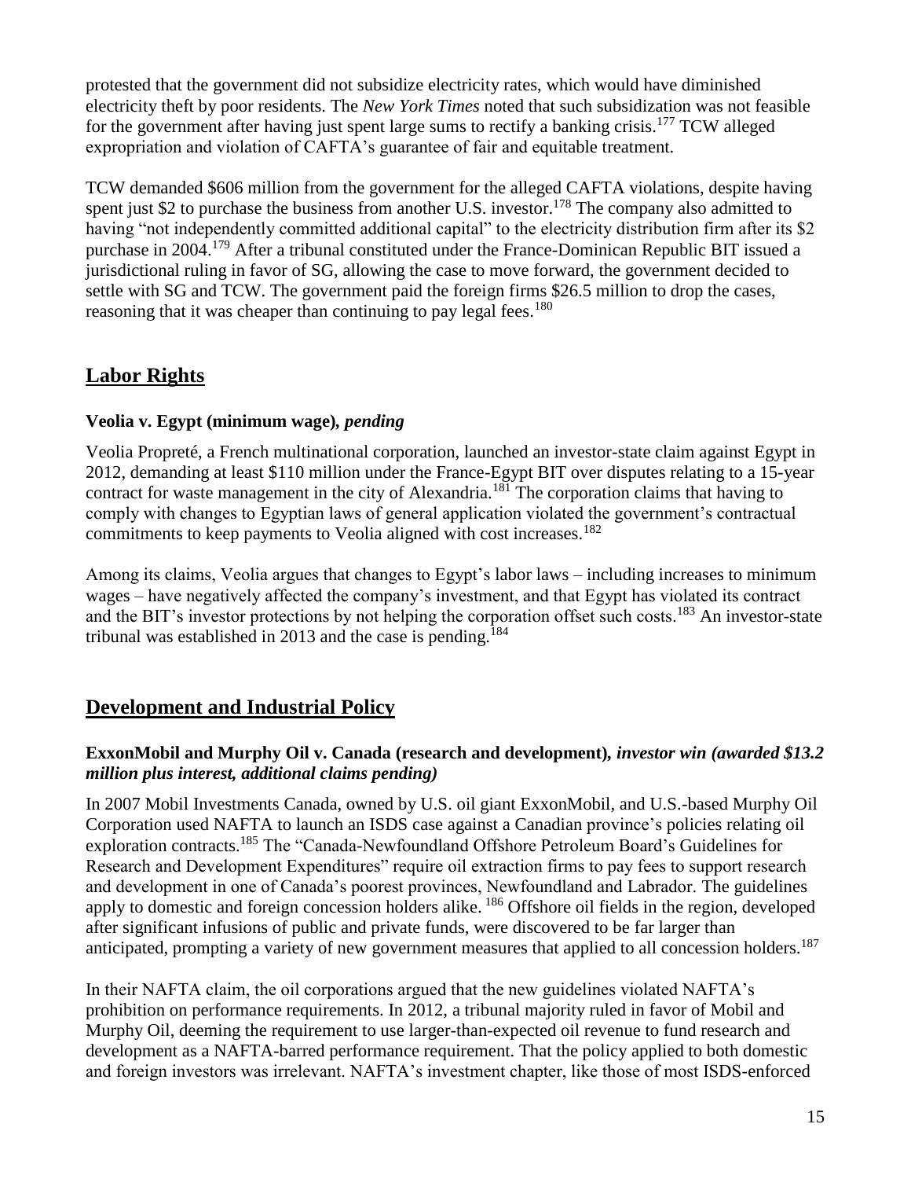protested that the government did not subsidize electricity rates, which would have diminished electricity theft by poor residents. The *New York Times* noted that such subsidization was not feasible for the government after having just spent large sums to rectify a banking crisis.[177] TCW alleged expropriation and violation of CAFTA's guarantee of fair and equitable treatment.

TCW demanded $606 million from the government for the alleged CAFTA violations, despite having spent just $2 to purchase the business from another U.S. investor.[178] The company also admitted to having "not independently committed additional capital" to the electricity distribution firm after its $2 purchase in 2004.[179] After a tribunal constituted under the France-Dominican Republic BIT issued a jurisdictional ruling in favor of SG, allowing the case to move forward, the government decided to settle with SG and TCW. The government paid the foreign firms $26.5 million to drop the cases, reasoning that it was cheaper than continuing to pay legal fees.[180]

## Labor Rights

### Veolia v. Egypt (minimum wage), *pending*

Veolia Propreté, a French multinational corporation, launched an investor-state claim against Egypt in 2012, demanding at least $110 million under the France-Egypt BIT over disputes relating to a 15-year contract for waste management in the city of Alexandria.[181] The corporation claims that having to comply with changes to Egyptian laws of general application violated the government's contractual commitments to keep payments to Veolia aligned with cost increases.[182]

Among its claims, Veolia argues that changes to Egypt's labor laws – including increases to minimum wages – have negatively affected the company's investment, and that Egypt has violated its contract and the BIT's investor protections by not helping the corporation offset such costs.[183] An investor-state tribunal was established in 2013 and the case is pending.[184]

## Development and Industrial Policy

### ExxonMobil and Murphy Oil v. Canada (research and development), *investor win (awarded $13.2 million plus interest, additional claims pending)*

In 2007 Mobil Investments Canada, owned by U.S. oil giant ExxonMobil, and U.S.-based Murphy Oil Corporation used NAFTA to launch an ISDS case against a Canadian province's policies relating oil exploration contracts.[185] The "Canada-Newfoundland Offshore Petroleum Board's Guidelines for Research and Development Expenditures" require oil extraction firms to pay fees to support research and development in one of Canada's poorest provinces, Newfoundland and Labrador. The guidelines apply to domestic and foreign concession holders alike.[186] Offshore oil fields in the region, developed after significant infusions of public and private funds, were discovered to be far larger than anticipated, prompting a variety of new government measures that applied to all concession holders.[187]

In their NAFTA claim, the oil corporations argued that the new guidelines violated NAFTA's prohibition on performance requirements. In 2012, a tribunal majority ruled in favor of Mobil and Murphy Oil, deeming the requirement to use larger-than-expected oil revenue to fund research and development as a NAFTA-barred performance requirement. That the policy applied to both domestic and foreign investors was irrelevant. NAFTA's investment chapter, like those of most ISDS-enforced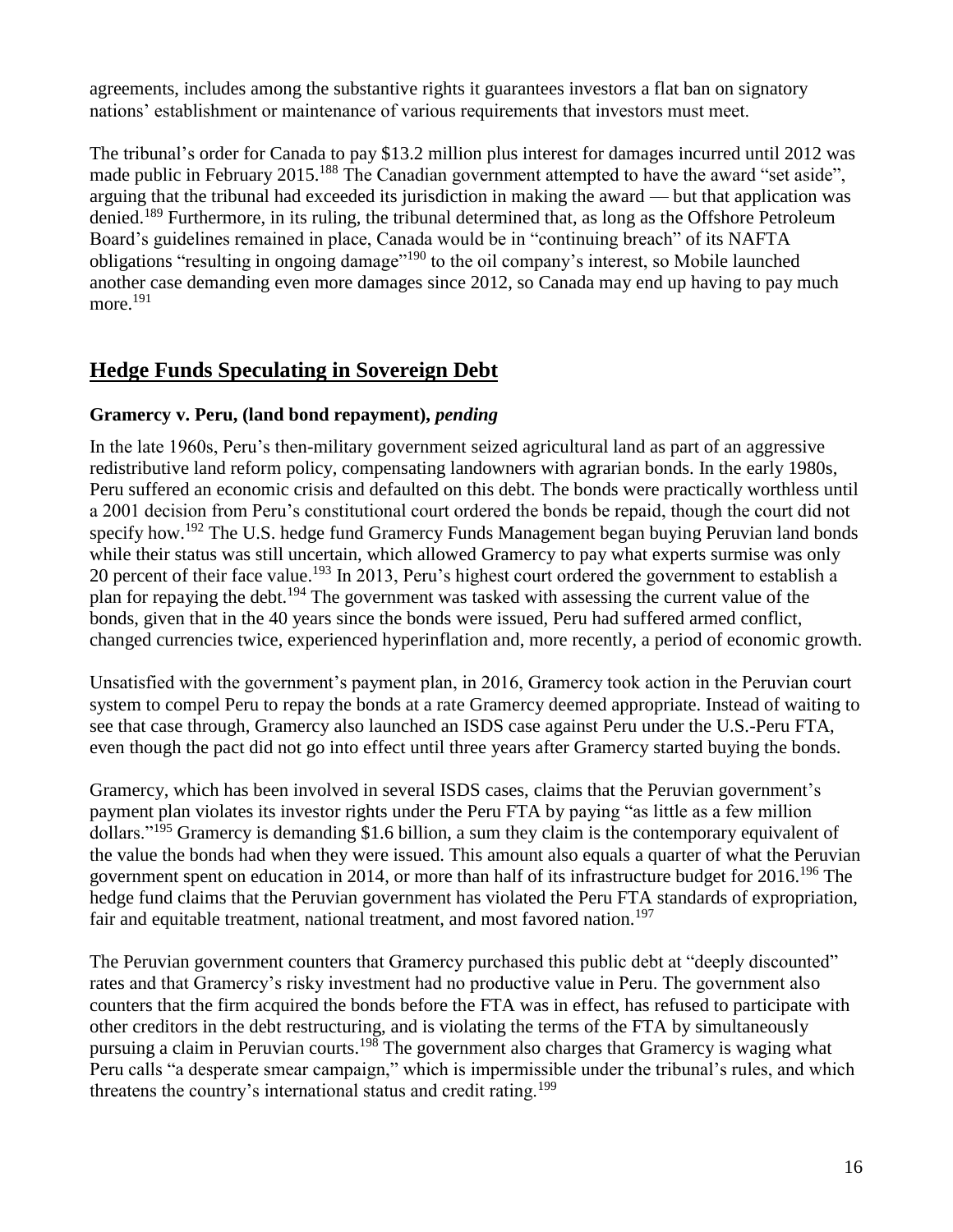agreements, includes among the substantive rights it guarantees investors a flat ban on signatory nations' establishment or maintenance of various requirements that investors must meet.

The tribunal's order for Canada to pay $13.2 million plus interest for damages incurred until 2012 was made public in February 2015.[188] The Canadian government attempted to have the award "set aside", arguing that the tribunal had exceeded its jurisdiction in making the award — but that application was denied.[189] Furthermore, in its ruling, the tribunal determined that, as long as the Offshore Petroleum Board's guidelines remained in place, Canada would be in "continuing breach" of its NAFTA obligations "resulting in ongoing damage"[190] to the oil company's interest, so Mobile launched another case demanding even more damages since 2012, so Canada may end up having to pay much more.[191]

## Hedge Funds Speculating in Sovereign Debt

### Gramercy v. Peru, (land bond repayment), *pending*

In the late 1960s, Peru's then-military government seized agricultural land as part of an aggressive redistributive land reform policy, compensating landowners with agrarian bonds. In the early 1980s, Peru suffered an economic crisis and defaulted on this debt. The bonds were practically worthless until a 2001 decision from Peru's constitutional court ordered the bonds be repaid, though the court did not specify how.[192] The U.S. hedge fund Gramercy Funds Management began buying Peruvian land bonds while their status was still uncertain, which allowed Gramercy to pay what experts surmise was only 20 percent of their face value.[193] In 2013, Peru's highest court ordered the government to establish a plan for repaying the debt.[194] The government was tasked with assessing the current value of the bonds, given that in the 40 years since the bonds were issued, Peru had suffered armed conflict, changed currencies twice, experienced hyperinflation and, more recently, a period of economic growth.

Unsatisfied with the government's payment plan, in 2016, Gramercy took action in the Peruvian court system to compel Peru to repay the bonds at a rate Gramercy deemed appropriate. Instead of waiting to see that case through, Gramercy also launched an ISDS case against Peru under the U.S.-Peru FTA, even though the pact did not go into effect until three years after Gramercy started buying the bonds.

Gramercy, which has been involved in several ISDS cases, claims that the Peruvian government's payment plan violates its investor rights under the Peru FTA by paying "as little as a few million dollars."[195] Gramercy is demanding $1.6 billion, a sum they claim is the contemporary equivalent of the value the bonds had when they were issued. This amount also equals a quarter of what the Peruvian government spent on education in 2014, or more than half of its infrastructure budget for 2016.[196] The hedge fund claims that the Peruvian government has violated the Peru FTA standards of expropriation, fair and equitable treatment, national treatment, and most favored nation.[197]

The Peruvian government counters that Gramercy purchased this public debt at "deeply discounted" rates and that Gramercy's risky investment had no productive value in Peru. The government also counters that the firm acquired the bonds before the FTA was in effect, has refused to participate with other creditors in the debt restructuring, and is violating the terms of the FTA by simultaneously pursuing a claim in Peruvian courts.[198] The government also charges that Gramercy is waging what Peru calls "a desperate smear campaign," which is impermissible under the tribunal's rules, and which threatens the country's international status and credit rating.[199]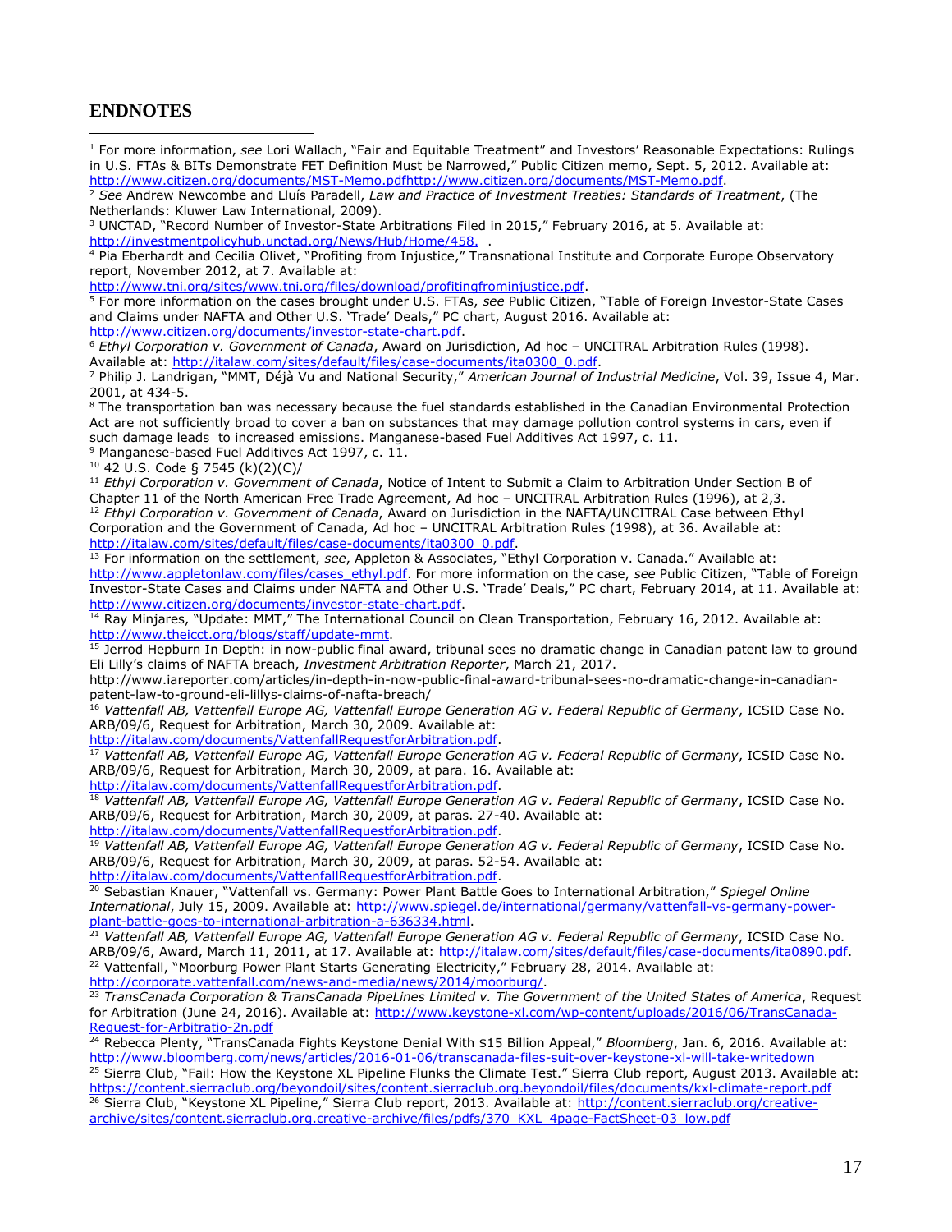## ENDNOTES

[1] For more information, *see* Lori Wallach, "Fair and Equitable Treatment" and Investors' Reasonable Expectations: Rulings in U.S. FTAs & BITs Demonstrate FET Definition Must be Narrowed," Public Citizen memo, Sept. 5, 2012. Available at: http://www.citizen.org/documents/MST-Memo.pdfhttp://www.citizen.org/documents/MST-Memo.pdf.

[2] *See* Andrew Newcombe and Lluís Paradell, *Law and Practice of Investment Treaties: Standards of Treatment*, (The Netherlands: Kluwer Law International, 2009).

[3] UNCTAD, "Record Number of Investor-State Arbitrations Filed in 2015," February 2016, at 5. Available at: http://investmentpolicyhub.unctad.org/News/Hub/Home/458. .

[4] Pia Eberhardt and Cecilia Olivet, "Profiting from Injustice," Transnational Institute and Corporate Europe Observatory report, November 2012, at 7. Available at: http://www.tni.org/sites/www.tni.org/files/download/profitingfrominjustice.pdf.

[5] For more information on the cases brought under U.S. FTAs, *see* Public Citizen, "Table of Foreign Investor-State Cases and Claims under NAFTA and Other U.S. 'Trade' Deals," PC chart, August 2016. Available at: http://www.citizen.org/documents/investor-state-chart.pdf.

[6] *Ethyl Corporation v. Government of Canada*, Award on Jurisdiction, Ad hoc – UNCITRAL Arbitration Rules (1998). Available at: http://italaw.com/sites/default/files/case-documents/ita0300_0.pdf.

[7] Philip J. Landrigan, "MMT, Déjà Vu and National Security," *American Journal of Industrial Medicine*, Vol. 39, Issue 4, Mar. 2001, at 434-5.

[8] The transportation ban was necessary because the fuel standards established in the Canadian Environmental Protection Act are not sufficiently broad to cover a ban on substances that may damage pollution control systems in cars, even if such damage leads to increased emissions. Manganese-based Fuel Additives Act 1997, c. 11.

[9] Manganese-based Fuel Additives Act 1997, c. 11.

[10] 42 U.S. Code § 7545 (k)(2)(C)/

[11] *Ethyl Corporation v. Government of Canada*, Notice of Intent to Submit a Claim to Arbitration Under Section B of Chapter 11 of the North American Free Trade Agreement, Ad hoc – UNCITRAL Arbitration Rules (1996), at 2,3.

[12] *Ethyl Corporation v. Government of Canada*, Award on Jurisdiction in the NAFTA/UNCITRAL Case between Ethyl Corporation and the Government of Canada, Ad hoc – UNCITRAL Arbitration Rules (1998), at 36. Available at: http://italaw.com/sites/default/files/case-documents/ita0300_0.pdf.

[13] For information on the settlement, *see*, Appleton & Associates, "Ethyl Corporation v. Canada." Available at: http://www.appletonlaw.com/files/cases_ethyl.pdf. For more information on the case, *see* Public Citizen, "Table of Foreign Investor-State Cases and Claims under NAFTA and Other U.S. 'Trade' Deals," PC chart, February 2014, at 11. Available at: http://www.citizen.org/documents/investor-state-chart.pdf.

[14] Ray Minjares, "Update: MMT," The International Council on Clean Transportation, February 16, 2012. Available at: http://www.theicct.org/blogs/staff/update-mmt.

[15] Jerrod Hepburn In Depth: in now-public final award, tribunal sees no dramatic change in Canadian patent law to ground Eli Lilly's claims of NAFTA breach, *Investment Arbitration Reporter*, March 21, 2017. http://www.iareporter.com/articles/in-depth-in-now-public-final-award-tribunal-sees-no-dramatic-change-in-canadian-patent-law-to-ground-eli-lillys-claims-of-nafta-breach/

[16] *Vattenfall AB, Vattenfall Europe AG, Vattenfall Europe Generation AG v. Federal Republic of Germany*, ICSID Case No. ARB/09/6, Request for Arbitration, March 30, 2009. Available at: http://italaw.com/documents/VattenfallRequestforArbitration.pdf.

[17] *Vattenfall AB, Vattenfall Europe AG, Vattenfall Europe Generation AG v. Federal Republic of Germany*, ICSID Case No. ARB/09/6, Request for Arbitration, March 30, 2009, at para. 16. Available at: http://italaw.com/documents/VattenfallRequestforArbitration.pdf.

[18] *Vattenfall AB, Vattenfall Europe AG, Vattenfall Europe Generation AG v. Federal Republic of Germany*, ICSID Case No. ARB/09/6, Request for Arbitration, March 30, 2009, at paras. 27-40. Available at: http://italaw.com/documents/VattenfallRequestforArbitration.pdf.

[19] *Vattenfall AB, Vattenfall Europe AG, Vattenfall Europe Generation AG v. Federal Republic of Germany*, ICSID Case No. ARB/09/6, Request for Arbitration, March 30, 2009, at paras. 52-54. Available at: http://italaw.com/documents/VattenfallRequestforArbitration.pdf.

[20] Sebastian Knauer, "Vattenfall vs. Germany: Power Plant Battle Goes to International Arbitration," *Spiegel Online International*, July 15, 2009. Available at: http://www.spiegel.de/international/germany/vattenfall-vs-germany-power-plant-battle-goes-to-international-arbitration-a-636334.html.

[21] *Vattenfall AB, Vattenfall Europe AG, Vattenfall Europe Generation AG v. Federal Republic of Germany*, ICSID Case No. ARB/09/6, Award, March 11, 2011, at 17. Available at: http://italaw.com/sites/default/files/case-documents/ita0890.pdf.

[22] Vattenfall, "Moorburg Power Plant Starts Generating Electricity," February 28, 2014. Available at: http://corporate.vattenfall.com/news-and-media/news/2014/moorburg/.

[23] *TransCanada Corporation & TransCanada PipeLines Limited v. The Government of the United States of America*, Request for Arbitration (June 24, 2016). Available at: http://www.keystone-xl.com/wp-content/uploads/2016/06/TransCanada-Request-for-Arbitratio-2n.pdf

[24] Rebecca Plenty, "TransCanada Fights Keystone Denial With $15 Billion Appeal," *Bloomberg*, Jan. 6, 2016. Available at: http://www.bloomberg.com/news/articles/2016-01-06/transcanada-files-suit-over-keystone-xl-will-take-writedown

[25] Sierra Club, "Fail: How the Keystone XL Pipeline Flunks the Climate Test." Sierra Club report, August 2013. Available at: https://content.sierraclub.org/beyondoil/sites/content.sierraclub.org.beyondoil/files/documents/kxl-climate-report.pdf

[26] Sierra Club, "Keystone XL Pipeline," Sierra Club report, 2013. Available at: http://content.sierraclub.org/creative-archive/sites/content.sierraclub.org.creative-archive/files/pdfs/370_KXL_4page-FactSheet-03_low.pdf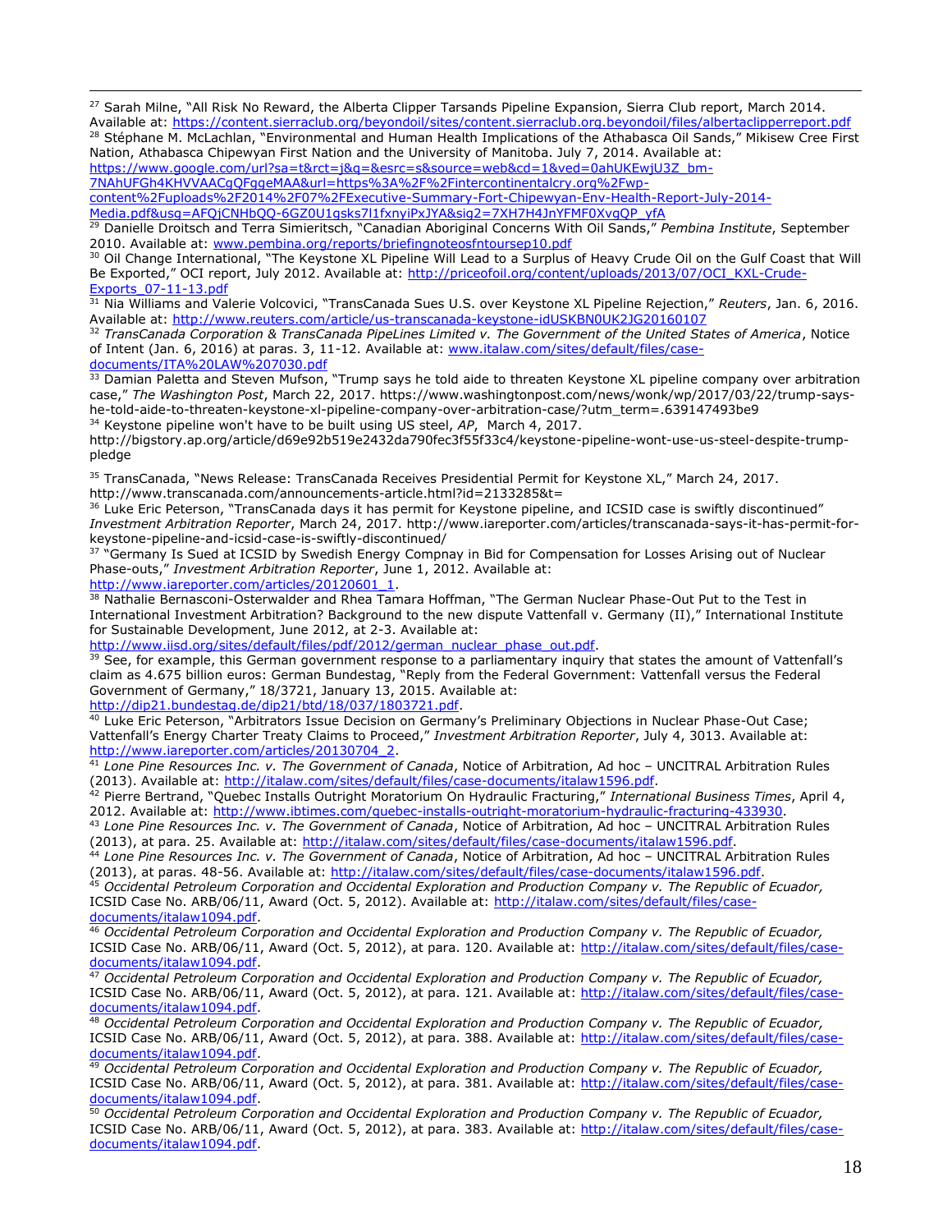[27] Sarah Milne, "All Risk No Reward, the Alberta Clipper Tarsands Pipeline Expansion, Sierra Club report, March 2014. Available at: https://content.sierraclub.org/beyondoil/sites/content.sierraclub.org.beyondoil/files/albertaclipperreport.pdf

[28] Stéphane M. McLachlan, "Environmental and Human Health Implications of the Athabasca Oil Sands," Mikisew Cree First Nation, Athabasca Chipewyan First Nation and the University of Manitoba. July 7, 2014. Available at: https://www.google.com/url?sa=t&rct=j&q=&esrc=s&source=web&cd=1&ved=0ahUKEwjU3Z_bm-7NAhUFGh4KHVVAACgQFggeMAA&url=https%3A%2F%2Fintercontinentalcry.org%2Fwp-content%2Fuploads%2F2014%2F07%2FExecutive-Summary-Fort-Chipewyan-Env-Health-Report-July-2014-Media.pdf&usg=AFQjCNHbQQ-6GZ0U1gsks7l1fxnyiPxJYA&sig2=7XH7H4JnYFMF0XvgQP_yfA

[29] Danielle Droitsch and Terra Simieritsch, "Canadian Aboriginal Concerns With Oil Sands," *Pembina Institute*, September 2010. Available at: www.pembina.org/reports/briefingnoteosfntoursep10.pdf

[30] Oil Change International, "The Keystone XL Pipeline Will Lead to a Surplus of Heavy Crude Oil on the Gulf Coast that Will Be Exported," OCI report, July 2012. Available at: http://priceofoil.org/content/uploads/2013/07/OCI_KXL-Crude-Exports_07-11-13.pdf

[31] Nia Williams and Valerie Volcovici, "TransCanada Sues U.S. over Keystone XL Pipeline Rejection," *Reuters*, Jan. 6, 2016. Available at: http://www.reuters.com/article/us-transcanada-keystone-idUSKBN0UK2JG20160107

[32] *TransCanada Corporation & TransCanada PipeLines Limited v. The Government of the United States of America*, Notice of Intent (Jan. 6, 2016) at paras. 3, 11-12. Available at: www.italaw.com/sites/default/files/case-documents/ITA%20LAW%207030.pdf

[33] Damian Paletta and Steven Mufson, "Trump says he told aide to threaten Keystone XL pipeline company over arbitration case," *The Washington Post*, March 22, 2017. https://www.washingtonpost.com/news/wonk/wp/2017/03/22/trump-says-he-told-aide-to-threaten-keystone-xl-pipeline-company-over-arbitration-case/?utm_term=.639147493be9

[34] Keystone pipeline won't have to be built using US steel, *AP*, March 4, 2017. http://bigstory.ap.org/article/d69e92b519e2432da790fec3f55f33c4/keystone-pipeline-wont-use-us-steel-despite-trump-pledge

[35] TransCanada, "News Release: TransCanada Receives Presidential Permit for Keystone XL," March 24, 2017. http://www.transcanada.com/announcements-article.html?id=2133285&t=

[36] Luke Eric Peterson, "TransCanada days it has permit for Keystone pipeline, and ICSID case is swiftly discontinued" *Investment Arbitration Reporter*, March 24, 2017. http://www.iareporter.com/articles/transcanada-says-it-has-permit-for-keystone-pipeline-and-icsid-case-is-swiftly-discontinued/

[37] "Germany Is Sued at ICSID by Swedish Energy Compnay in Bid for Compensation for Losses Arising out of Nuclear Phase-outs," *Investment Arbitration Reporter*, June 1, 2012. Available at: http://www.iareporter.com/articles/20120601_1.

[38] Nathalie Bernasconi-Osterwalder and Rhea Tamara Hoffman, "The German Nuclear Phase-Out Put to the Test in International Investment Arbitration? Background to the new dispute Vattenfall v. Germany (II)," International Institute for Sustainable Development, June 2012, at 2-3. Available at: http://www.iisd.org/sites/default/files/pdf/2012/german_nuclear_phase_out.pdf.

[39] See, for example, this German government response to a parliamentary inquiry that states the amount of Vattenfall's claim as 4.675 billion euros: German Bundestag, "Reply from the Federal Government: Vattenfall versus the Federal Government of Germany," 18/3721, January 13, 2015. Available at: http://dip21.bundestag.de/dip21/btd/18/037/1803721.pdf.

[40] Luke Eric Peterson, "Arbitrators Issue Decision on Germany's Preliminary Objections in Nuclear Phase-Out Case; Vattenfall's Energy Charter Treaty Claims to Proceed," *Investment Arbitration Reporter*, July 4, 3013. Available at: http://www.iareporter.com/articles/20130704_2.

[41] *Lone Pine Resources Inc. v. The Government of Canada*, Notice of Arbitration, Ad hoc – UNCITRAL Arbitration Rules (2013). Available at: http://italaw.com/sites/default/files/case-documents/italaw1596.pdf.

[42] Pierre Bertrand, "Quebec Installs Outright Moratorium On Hydraulic Fracturing," *International Business Times*, April 4, 2012. Available at: http://www.ibtimes.com/quebec-installs-outright-moratorium-hydraulic-fracturing-433930.

[43] *Lone Pine Resources Inc. v. The Government of Canada*, Notice of Arbitration, Ad hoc – UNCITRAL Arbitration Rules (2013), at para. 25. Available at: http://italaw.com/sites/default/files/case-documents/italaw1596.pdf.

[44] *Lone Pine Resources Inc. v. The Government of Canada*, Notice of Arbitration, Ad hoc – UNCITRAL Arbitration Rules (2013), at paras. 48-56. Available at: http://italaw.com/sites/default/files/case-documents/italaw1596.pdf.

[45] *Occidental Petroleum Corporation and Occidental Exploration and Production Company v. The Republic of Ecuador,* ICSID Case No. ARB/06/11, Award (Oct. 5, 2012). Available at: http://italaw.com/sites/default/files/case-documents/italaw1094.pdf.

[46] *Occidental Petroleum Corporation and Occidental Exploration and Production Company v. The Republic of Ecuador,* ICSID Case No. ARB/06/11, Award (Oct. 5, 2012), at para. 120. Available at: http://italaw.com/sites/default/files/case-documents/italaw1094.pdf.

[47] *Occidental Petroleum Corporation and Occidental Exploration and Production Company v. The Republic of Ecuador,* ICSID Case No. ARB/06/11, Award (Oct. 5, 2012), at para. 121. Available at: http://italaw.com/sites/default/files/case-documents/italaw1094.pdf.

[48] *Occidental Petroleum Corporation and Occidental Exploration and Production Company v. The Republic of Ecuador,* ICSID Case No. ARB/06/11, Award (Oct. 5, 2012), at para. 388. Available at: http://italaw.com/sites/default/files/case-documents/italaw1094.pdf.

[49] *Occidental Petroleum Corporation and Occidental Exploration and Production Company v. The Republic of Ecuador,* ICSID Case No. ARB/06/11, Award (Oct. 5, 2012), at para. 381. Available at: http://italaw.com/sites/default/files/case-documents/italaw1094.pdf.

[50] *Occidental Petroleum Corporation and Occidental Exploration and Production Company v. The Republic of Ecuador,* ICSID Case No. ARB/06/11, Award (Oct. 5, 2012), at para. 383. Available at: http://italaw.com/sites/default/files/case-documents/italaw1094.pdf.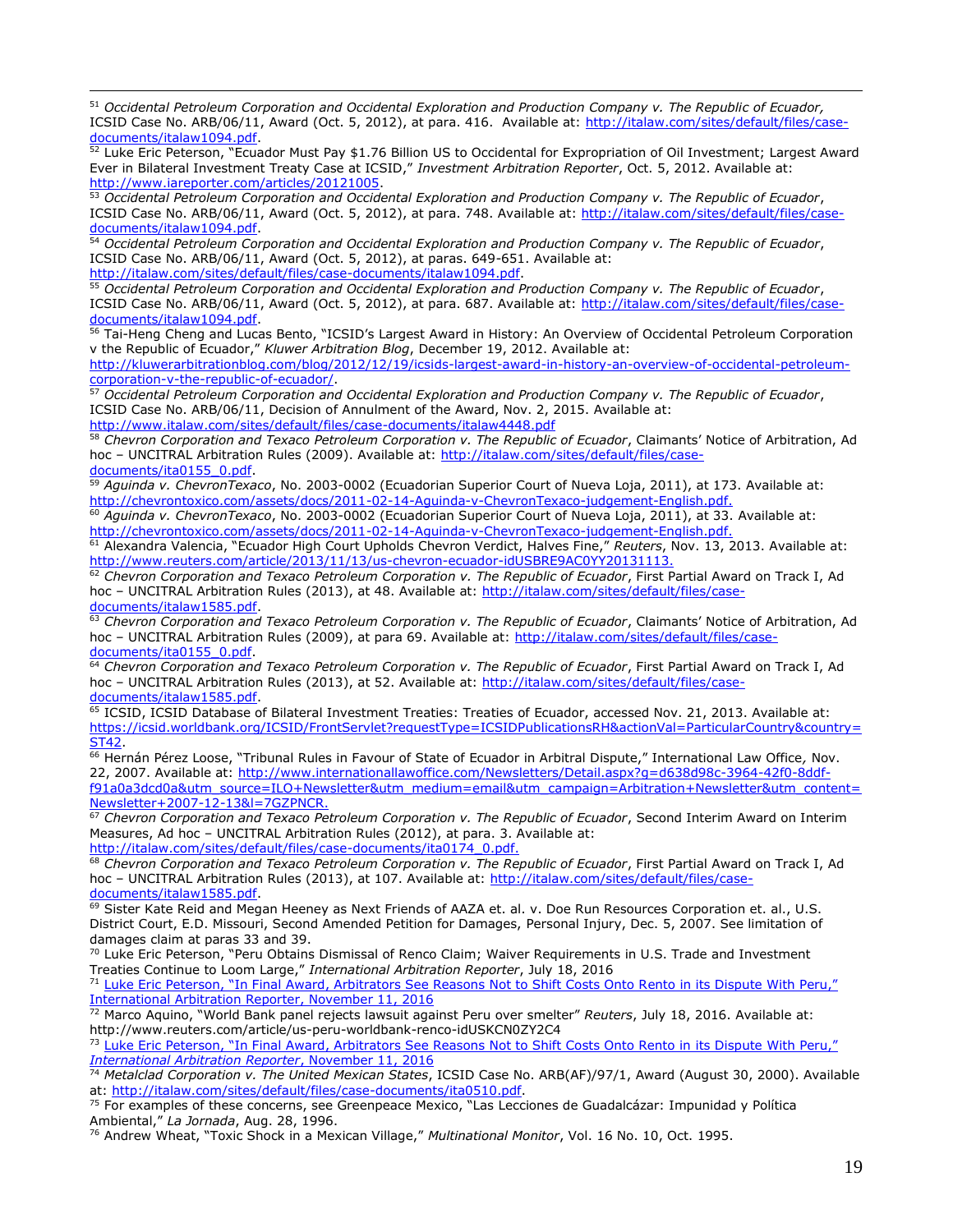[51] *Occidental Petroleum Corporation and Occidental Exploration and Production Company v. The Republic of Ecuador,* ICSID Case No. ARB/06/11, Award (Oct. 5, 2012), at para. 416. Available at: http://italaw.com/sites/default/files/case-documents/italaw1094.pdf.

[52] Luke Eric Peterson, "Ecuador Must Pay $1.76 Billion US to Occidental for Expropriation of Oil Investment; Largest Award Ever in Bilateral Investment Treaty Case at ICSID," *Investment Arbitration Reporter*, Oct. 5, 2012. Available at: http://www.iareporter.com/articles/20121005.

[53] *Occidental Petroleum Corporation and Occidental Exploration and Production Company v. The Republic of Ecuador*, ICSID Case No. ARB/06/11, Award (Oct. 5, 2012), at para. 748. Available at: http://italaw.com/sites/default/files/case-documents/italaw1094.pdf.

[54] *Occidental Petroleum Corporation and Occidental Exploration and Production Company v. The Republic of Ecuador*, ICSID Case No. ARB/06/11, Award (Oct. 5, 2012), at paras. 649-651. Available at: http://italaw.com/sites/default/files/case-documents/italaw1094.pdf.

[55] *Occidental Petroleum Corporation and Occidental Exploration and Production Company v. The Republic of Ecuador*, ICSID Case No. ARB/06/11, Award (Oct. 5, 2012), at para. 687. Available at: http://italaw.com/sites/default/files/case-documents/italaw1094.pdf.

[56] Tai-Heng Cheng and Lucas Bento, "ICSID's Largest Award in History: An Overview of Occidental Petroleum Corporation v the Republic of Ecuador," *Kluwer Arbitration Blog*, December 19, 2012. Available at: http://kluwerarbitrationblog.com/blog/2012/12/19/icsids-largest-award-in-history-an-overview-of-occidental-petroleum-corporation-v-the-republic-of-ecuador/.

[57] *Occidental Petroleum Corporation and Occidental Exploration and Production Company v. The Republic of Ecuador*, ICSID Case No. ARB/06/11, Decision of Annulment of the Award, Nov. 2, 2015. Available at: http://www.italaw.com/sites/default/files/case-documents/italaw4448.pdf

[58] *Chevron Corporation and Texaco Petroleum Corporation v. The Republic of Ecuador*, Claimants' Notice of Arbitration, Ad hoc – UNCITRAL Arbitration Rules (2009). Available at: http://italaw.com/sites/default/files/case-documents/ita0155_0.pdf.

[59] *Aguinda v. ChevronTexaco*, No. 2003-0002 (Ecuadorian Superior Court of Nueva Loja, 2011), at 173. Available at: http://chevrontoxico.com/assets/docs/2011-02-14-Aguinda-v-ChevronTexaco-judgement-English.pdf.

[60] *Aguinda v. ChevronTexaco*, No. 2003-0002 (Ecuadorian Superior Court of Nueva Loja, 2011), at 33. Available at: http://chevrontoxico.com/assets/docs/2011-02-14-Aguinda-v-ChevronTexaco-judgement-English.pdf.

[61] Alexandra Valencia, "Ecuador High Court Upholds Chevron Verdict, Halves Fine," *Reuters*, Nov. 13, 2013. Available at: http://www.reuters.com/article/2013/11/13/us-chevron-ecuador-idUSBRE9AC0YY20131113.

[62] *Chevron Corporation and Texaco Petroleum Corporation v. The Republic of Ecuador*, First Partial Award on Track I, Ad hoc – UNCITRAL Arbitration Rules (2013), at 48. Available at: http://italaw.com/sites/default/files/case-documents/italaw1585.pdf.

[63] *Chevron Corporation and Texaco Petroleum Corporation v. The Republic of Ecuador*, Claimants' Notice of Arbitration, Ad hoc – UNCITRAL Arbitration Rules (2009), at para 69. Available at: http://italaw.com/sites/default/files/case-documents/ita0155_0.pdf.

[64] *Chevron Corporation and Texaco Petroleum Corporation v. The Republic of Ecuador*, First Partial Award on Track I, Ad hoc – UNCITRAL Arbitration Rules (2013), at 52. Available at: http://italaw.com/sites/default/files/case-documents/italaw1585.pdf.

[65] ICSID, ICSID Database of Bilateral Investment Treaties: Treaties of Ecuador, accessed Nov. 21, 2013. Available at: https://icsid.worldbank.org/ICSID/FrontServlet?requestType=ICSIDPublicationsRH&actionVal=ParticularCountry&country=ST42.

[66] Hernán Pérez Loose, "Tribunal Rules in Favour of State of Ecuador in Arbitral Dispute," International Law Office, Nov. 22, 2007. Available at: http://www.internationallawoffice.com/Newsletters/Detail.aspx?g=d638d98c-3964-42f0-8ddf-f91a0a3dcd0a&utm_source=ILO+Newsletter&utm_medium=email&utm_campaign=Arbitration+Newsletter&utm_content=Newsletter+2007-12-13&l=7GZPNCR.

[67] *Chevron Corporation and Texaco Petroleum Corporation v. The Republic of Ecuador*, Second Interim Award on Interim Measures, Ad hoc – UNCITRAL Arbitration Rules (2012), at para. 3. Available at: http://italaw.com/sites/default/files/case-documents/ita0174_0.pdf.

[68] *Chevron Corporation and Texaco Petroleum Corporation v. The Republic of Ecuador*, First Partial Award on Track I, Ad hoc – UNCITRAL Arbitration Rules (2013), at 107. Available at: http://italaw.com/sites/default/files/case-documents/italaw1585.pdf.

[69] Sister Kate Reid and Megan Heeney as Next Friends of AAZA et. al. v. Doe Run Resources Corporation et. al., U.S. District Court, E.D. Missouri, Second Amended Petition for Damages, Personal Injury, Dec. 5, 2007. See limitation of damages claim at paras 33 and 39.

[70] Luke Eric Peterson, "Peru Obtains Dismissal of Renco Claim; Waiver Requirements in U.S. Trade and Investment Treaties Continue to Loom Large," *International Arbitration Reporter*, July 18, 2016

[71] Luke Eric Peterson, "In Final Award, Arbitrators See Reasons Not to Shift Costs Onto Rento in its Dispute With Peru," International Arbitration Reporter, November 11, 2016

[72] Marco Aquino, "World Bank panel rejects lawsuit against Peru over smelter" *Reuters*, July 18, 2016. Available at: http://www.reuters.com/article/us-peru-worldbank-renco-idUSKCN0ZY2C4

[73] Luke Eric Peterson, "In Final Award, Arbitrators See Reasons Not to Shift Costs Onto Rento in its Dispute With Peru," *International Arbitration Reporter*, November 11, 2016

[74] *Metalclad Corporation v. The United Mexican States*, ICSID Case No. ARB(AF)/97/1, Award (August 30, 2000). Available at: http://italaw.com/sites/default/files/case-documents/ita0510.pdf.

[75] For examples of these concerns, see Greenpeace Mexico, "Las Lecciones de Guadalcázar: Impunidad y Política Ambiental," *La Jornada*, Aug. 28, 1996.

[76] Andrew Wheat, "Toxic Shock in a Mexican Village," *Multinational Monitor*, Vol. 16 No. 10, Oct. 1995.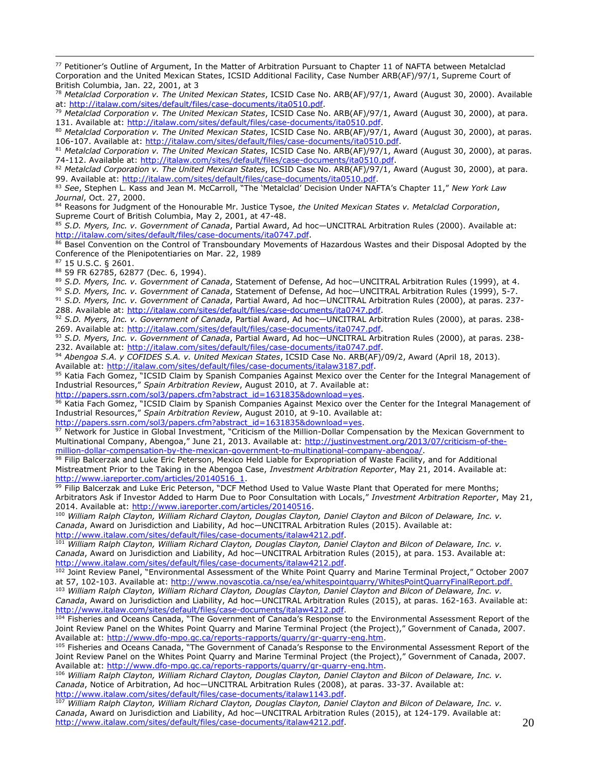[77] Petitioner's Outline of Argument, In the Matter of Arbitration Pursuant to Chapter 11 of NAFTA between Metalclad Corporation and the United Mexican States, ICSID Additional Facility, Case Number ARB(AF)/97/1, Supreme Court of British Columbia, Jan. 22, 2001, at 3

[78] *Metalclad Corporation v. The United Mexican States*, ICSID Case No. ARB(AF)/97/1, Award (August 30, 2000). Available at: http://italaw.com/sites/default/files/case-documents/ita0510.pdf.

[79] *Metalclad Corporation v. The United Mexican States*, ICSID Case No. ARB(AF)/97/1, Award (August 30, 2000), at para. 131. Available at: http://italaw.com/sites/default/files/case-documents/ita0510.pdf.

[80] *Metalclad Corporation v. The United Mexican States*, ICSID Case No. ARB(AF)/97/1, Award (August 30, 2000), at paras. 106-107. Available at: http://italaw.com/sites/default/files/case-documents/ita0510.pdf.

[81] *Metalclad Corporation v. The United Mexican States*, ICSID Case No. ARB(AF)/97/1, Award (August 30, 2000), at paras. 74-112. Available at: http://italaw.com/sites/default/files/case-documents/ita0510.pdf.

[82] *Metalclad Corporation v. The United Mexican States*, ICSID Case No. ARB(AF)/97/1, Award (August 30, 2000), at para. 99. Available at: http://italaw.com/sites/default/files/case-documents/ita0510.pdf.

[83] *See*, Stephen L. Kass and Jean M. McCarroll, "The 'Metalclad' Decision Under NAFTA's Chapter 11," *New York Law Journal*, Oct. 27, 2000.

[84] Reasons for Judgment of the Honourable Mr. Justice Tysoe, *the United Mexican States v. Metalclad Corporation*, Supreme Court of British Columbia, May 2, 2001, at 47-48.

[85] *S.D. Myers, Inc. v. Government of Canada*, Partial Award, Ad hoc—UNCITRAL Arbitration Rules (2000). Available at: http://italaw.com/sites/default/files/case-documents/ita0747.pdf.

[86] Basel Convention on the Control of Transboundary Movements of Hazardous Wastes and their Disposal Adopted by the Conference of the Plenipotentiaries on Mar. 22, 1989

[87] 15 U.S.C. § 2601.

[88] 59 FR 62785, 62877 (Dec. 6, 1994).

[89] *S.D. Myers, Inc. v. Government of Canada*, Statement of Defense, Ad hoc—UNCITRAL Arbitration Rules (1999), at 4.

[90] *S.D. Myers, Inc. v. Government of Canada*, Statement of Defense, Ad hoc—UNCITRAL Arbitration Rules (1999), 5-7.

[91] *S.D. Myers, Inc. v. Government of Canada*, Partial Award, Ad hoc—UNCITRAL Arbitration Rules (2000), at paras. 237-288. Available at: http://italaw.com/sites/default/files/case-documents/ita0747.pdf.

[92] *S.D. Myers, Inc. v. Government of Canada*, Partial Award, Ad hoc—UNCITRAL Arbitration Rules (2000), at paras. 238-269. Available at: http://italaw.com/sites/default/files/case-documents/ita0747.pdf.

[93] *S.D. Myers, Inc. v. Government of Canada*, Partial Award, Ad hoc—UNCITRAL Arbitration Rules (2000), at paras. 238-232. Available at: http://italaw.com/sites/default/files/case-documents/ita0747.pdf.

[94] *Abengoa S.A. y COFIDES S.A. v. United Mexican States*, ICSID Case No. ARB(AF)/09/2, Award (April 18, 2013). Available at: http://italaw.com/sites/default/files/case-documents/italaw3187.pdf.

[95] Katia Fach Gomez, "ICSID Claim by Spanish Companies Against Mexico over the Center for the Integral Management of Industrial Resources," *Spain Arbitration Review*, August 2010, at 7. Available at: http://papers.ssrn.com/sol3/papers.cfm?abstract_id=1631835&download=yes.

[96] Katia Fach Gomez, "ICSID Claim by Spanish Companies Against Mexico over the Center for the Integral Management of Industrial Resources," *Spain Arbitration Review*, August 2010, at 9-10. Available at: http://papers.ssrn.com/sol3/papers.cfm?abstract_id=1631835&download=yes.

[97] Network for Justice in Global Investment, "Criticism of the Million-Dollar Compensation by the Mexican Government to Multinational Company, Abengoa," June 21, 2013. Available at: http://justinvestment.org/2013/07/criticism-of-the-million-dollar-compensation-by-the-mexican-government-to-multinational-company-abengoa/.

[98] Filip Balcerzak and Luke Eric Peterson, Mexico Held Liable for Expropriation of Waste Facility, and for Additional Mistreatment Prior to the Taking in the Abengoa Case, *Investment Arbitration Reporter*, May 21, 2014. Available at: http://www.iareporter.com/articles/20140516_1.

[99] Filip Balcerzak and Luke Eric Peterson, "DCF Method Used to Value Waste Plant that Operated for mere Months; Arbitrators Ask if Investor Added to Harm Due to Poor Consultation with Locals," *Investment Arbitration Reporter*, May 21, 2014. Available at: http://www.iareporter.com/articles/20140516.

[100] *William Ralph Clayton, William Richard Clayton, Douglas Clayton, Daniel Clayton and Bilcon of Delaware, Inc. v. Canada*, Award on Jurisdiction and Liability, Ad hoc—UNCITRAL Arbitration Rules (2015). Available at: http://www.italaw.com/sites/default/files/case-documents/italaw4212.pdf.

[101] *William Ralph Clayton, William Richard Clayton, Douglas Clayton, Daniel Clayton and Bilcon of Delaware, Inc. v. Canada*, Award on Jurisdiction and Liability, Ad hoc—UNCITRAL Arbitration Rules (2015), at para. 153. Available at: http://www.italaw.com/sites/default/files/case-documents/italaw4212.pdf.

[102] Joint Review Panel, "Environmental Assessment of the White Point Quarry and Marine Terminal Project," October 2007 at 57, 102-103. Available at: http://www.novascotia.ca/nse/ea/whitespointquarry/WhitesPointQuarryFinalReport.pdf.

[103] *William Ralph Clayton, William Richard Clayton, Douglas Clayton, Daniel Clayton and Bilcon of Delaware, Inc. v. Canada*, Award on Jurisdiction and Liability, Ad hoc—UNCITRAL Arbitration Rules (2015), at paras. 162-163. Available at: http://www.italaw.com/sites/default/files/case-documents/italaw4212.pdf.

[104] Fisheries and Oceans Canada, "The Government of Canada's Response to the Environmental Assessment Report of the Joint Review Panel on the Whites Point Quarry and Marine Terminal Project (the Project)," Government of Canada, 2007. Available at: http://www.dfo-mpo.gc.ca/reports-rapports/quarry/gr-quarry-eng.htm.

[105] Fisheries and Oceans Canada, "The Government of Canada's Response to the Environmental Assessment Report of the Joint Review Panel on the Whites Point Quarry and Marine Terminal Project (the Project)," Government of Canada, 2007. Available at: http://www.dfo-mpo.gc.ca/reports-rapports/quarry/gr-quarry-eng.htm.

[106] *William Ralph Clayton, William Richard Clayton, Douglas Clayton, Daniel Clayton and Bilcon of Delaware, Inc. v. Canada*, Notice of Arbitration, Ad hoc—UNCITRAL Arbitration Rules (2008), at paras. 33-37. Available at: http://www.italaw.com/sites/default/files/case-documents/italaw1143.pdf.

[107] *William Ralph Clayton, William Richard Clayton, Douglas Clayton, Daniel Clayton and Bilcon of Delaware, Inc. v. Canada*, Award on Jurisdiction and Liability, Ad hoc—UNCITRAL Arbitration Rules (2015), at 124-179. Available at: http://www.italaw.com/sites/default/files/case-documents/italaw4212.pdf.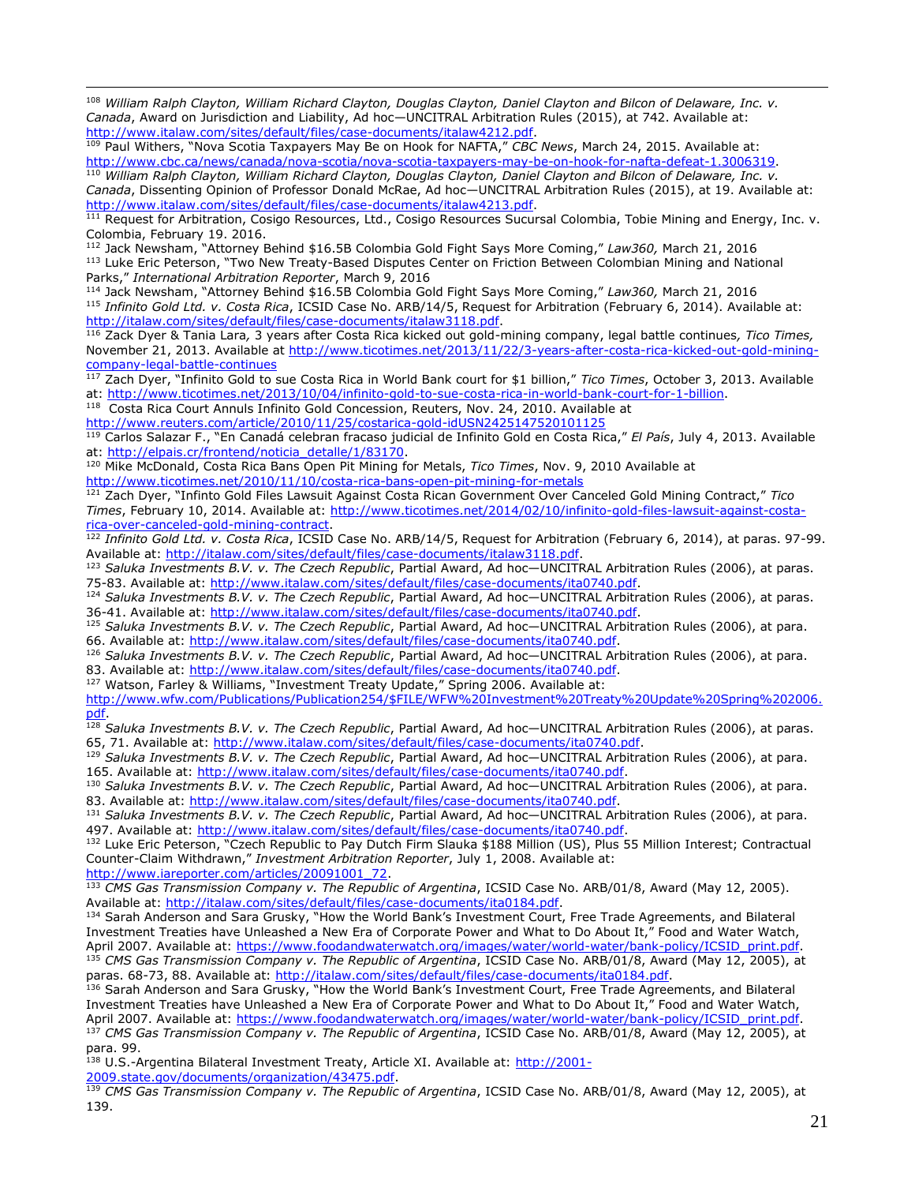[108] *William Ralph Clayton, William Richard Clayton, Douglas Clayton, Daniel Clayton and Bilcon of Delaware, Inc. v. Canada*, Award on Jurisdiction and Liability, Ad hoc—UNCITRAL Arbitration Rules (2015), at 742. Available at: http://www.italaw.com/sites/default/files/case-documents/italaw4212.pdf.

[109] Paul Withers, "Nova Scotia Taxpayers May Be on Hook for NAFTA," *CBC News*, March 24, 2015. Available at: http://www.cbc.ca/news/canada/nova-scotia/nova-scotia-taxpayers-may-be-on-hook-for-nafta-defeat-1.3006319.

[110] *William Ralph Clayton, William Richard Clayton, Douglas Clayton, Daniel Clayton and Bilcon of Delaware, Inc. v. Canada*, Dissenting Opinion of Professor Donald McRae, Ad hoc—UNCITRAL Arbitration Rules (2015), at 19. Available at: http://www.italaw.com/sites/default/files/case-documents/italaw4213.pdf.

[111] Request for Arbitration, Cosigo Resources, Ltd., Cosigo Resources Sucursal Colombia, Tobie Mining and Energy, Inc. v. Colombia, February 19. 2016.

[112] Jack Newsham, "Attorney Behind $16.5B Colombia Gold Fight Says More Coming," *Law360,* March 21, 2016

[113] Luke Eric Peterson, "Two New Treaty-Based Disputes Center on Friction Between Colombian Mining and National Parks," *International Arbitration Reporter*, March 9, 2016

[114] Jack Newsham, "Attorney Behind $16.5B Colombia Gold Fight Says More Coming," *Law360,* March 21, 2016

[115] *Infinito Gold Ltd. v. Costa Rica*, ICSID Case No. ARB/14/5, Request for Arbitration (February 6, 2014). Available at: http://italaw.com/sites/default/files/case-documents/italaw3118.pdf.

[116] Zack Dyer & Tania Lara*,* 3 years after Costa Rica kicked out gold-mining company, legal battle continues*, Tico Times,* November 21, 2013. Available at http://www.ticotimes.net/2013/11/22/3-years-after-costa-rica-kicked-out-gold-mining-company-legal-battle-continues

[117] Zach Dyer, "Infinito Gold to sue Costa Rica in World Bank court for $1 billion," *Tico Times*, October 3, 2013. Available at: http://www.ticotimes.net/2013/10/04/infinito-gold-to-sue-costa-rica-in-world-bank-court-for-1-billion.

[118] Costa Rica Court Annuls Infinito Gold Concession, Reuters, Nov. 24, 2010. Available at http://www.reuters.com/article/2010/11/25/costarica-gold-idUSN2425147520101125

[119] Carlos Salazar F., "En Canadá celebran fracaso judicial de Infinito Gold en Costa Rica," *El País*, July 4, 2013. Available at: http://elpais.cr/frontend/noticia_detalle/1/83170.

[120] Mike McDonald, Costa Rica Bans Open Pit Mining for Metals, *Tico Times*, Nov. 9, 2010 Available at http://www.ticotimes.net/2010/11/10/costa-rica-bans-open-pit-mining-for-metals

[121] Zach Dyer, "Infinto Gold Files Lawsuit Against Costa Rican Government Over Canceled Gold Mining Contract," *Tico Times*, February 10, 2014. Available at: http://www.ticotimes.net/2014/02/10/infinito-gold-files-lawsuit-against-costa-rica-over-canceled-gold-mining-contract.

[122] *Infinito Gold Ltd. v. Costa Rica*, ICSID Case No. ARB/14/5, Request for Arbitration (February 6, 2014), at paras. 97-99. Available at: http://italaw.com/sites/default/files/case-documents/italaw3118.pdf.

[123] *Saluka Investments B.V. v. The Czech Republic*, Partial Award, Ad hoc—UNCITRAL Arbitration Rules (2006), at paras. 75-83. Available at: http://www.italaw.com/sites/default/files/case-documents/ita0740.pdf.

[124] *Saluka Investments B.V. v. The Czech Republic*, Partial Award, Ad hoc—UNCITRAL Arbitration Rules (2006), at paras. 36-41. Available at: http://www.italaw.com/sites/default/files/case-documents/ita0740.pdf.

[125] *Saluka Investments B.V. v. The Czech Republic*, Partial Award, Ad hoc—UNCITRAL Arbitration Rules (2006), at para. 66. Available at: http://www.italaw.com/sites/default/files/case-documents/ita0740.pdf.

[126] *Saluka Investments B.V. v. The Czech Republic*, Partial Award, Ad hoc—UNCITRAL Arbitration Rules (2006), at para. 83. Available at: http://www.italaw.com/sites/default/files/case-documents/ita0740.pdf.

[127] Watson, Farley & Williams, "Investment Treaty Update," Spring 2006. Available at: http://www.wfw.com/Publications/Publication254/$FILE/WFW%20Investment%20Treaty%20Update%20Spring%202006.pdf.

[128] *Saluka Investments B.V. v. The Czech Republic*, Partial Award, Ad hoc—UNCITRAL Arbitration Rules (2006), at paras. 65, 71. Available at: http://www.italaw.com/sites/default/files/case-documents/ita0740.pdf.

[129] *Saluka Investments B.V. v. The Czech Republic*, Partial Award, Ad hoc—UNCITRAL Arbitration Rules (2006), at para. 165. Available at: http://www.italaw.com/sites/default/files/case-documents/ita0740.pdf.

[130] *Saluka Investments B.V. v. The Czech Republic*, Partial Award, Ad hoc—UNCITRAL Arbitration Rules (2006), at para. 83. Available at: http://www.italaw.com/sites/default/files/case-documents/ita0740.pdf.

[131] *Saluka Investments B.V. v. The Czech Republic*, Partial Award, Ad hoc—UNCITRAL Arbitration Rules (2006), at para. 497. Available at: http://www.italaw.com/sites/default/files/case-documents/ita0740.pdf.

[132] Luke Eric Peterson, "Czech Republic to Pay Dutch Firm Slauka $188 Million (US), Plus 55 Million Interest; Contractual Counter-Claim Withdrawn," *Investment Arbitration Reporter*, July 1, 2008. Available at: http://www.iareporter.com/articles/20091001_72.

[133] *CMS Gas Transmission Company v. The Republic of Argentina*, ICSID Case No. ARB/01/8, Award (May 12, 2005). Available at: http://italaw.com/sites/default/files/case-documents/ita0184.pdf.

[134] Sarah Anderson and Sara Grusky, "How the World Bank's Investment Court, Free Trade Agreements, and Bilateral Investment Treaties have Unleashed a New Era of Corporate Power and What to Do About It," Food and Water Watch, April 2007. Available at: https://www.foodandwaterwatch.org/images/water/world-water/bank-policy/ICSID_print.pdf.

[135] *CMS Gas Transmission Company v. The Republic of Argentina*, ICSID Case No. ARB/01/8, Award (May 12, 2005), at paras. 68-73, 88. Available at: http://italaw.com/sites/default/files/case-documents/ita0184.pdf.

[136] Sarah Anderson and Sara Grusky, "How the World Bank's Investment Court, Free Trade Agreements, and Bilateral Investment Treaties have Unleashed a New Era of Corporate Power and What to Do About It," Food and Water Watch, April 2007. Available at: https://www.foodandwaterwatch.org/images/water/world-water/bank-policy/ICSID_print.pdf.

[137] *CMS Gas Transmission Company v. The Republic of Argentina*, ICSID Case No. ARB/01/8, Award (May 12, 2005), at para. 99.

[138] U.S.-Argentina Bilateral Investment Treaty, Article XI. Available at: http://2001-2009.state.gov/documents/organization/43475.pdf.

[139] *CMS Gas Transmission Company v. The Republic of Argentina*, ICSID Case No. ARB/01/8, Award (May 12, 2005), at 139.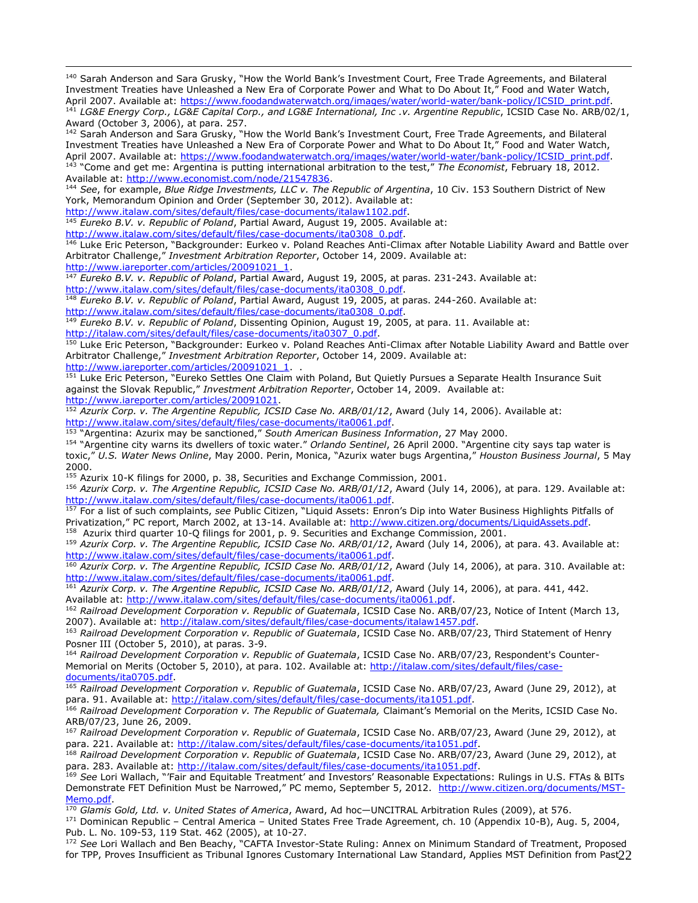[140] Sarah Anderson and Sara Grusky, "How the World Bank's Investment Court, Free Trade Agreements, and Bilateral Investment Treaties have Unleashed a New Era of Corporate Power and What to Do About It," Food and Water Watch, April 2007. Available at: https://www.foodandwaterwatch.org/images/water/world-water/bank-policy/ICSID_print.pdf.

[141] *LG&E Energy Corp., LG&E Capital Corp., and LG&E International, Inc .v. Argentine Republic*, ICSID Case No. ARB/02/1, Award (October 3, 2006), at para. 257.

[142] Sarah Anderson and Sara Grusky, "How the World Bank's Investment Court, Free Trade Agreements, and Bilateral Investment Treaties have Unleashed a New Era of Corporate Power and What to Do About It," Food and Water Watch, April 2007. Available at: https://www.foodandwaterwatch.org/images/water/world-water/bank-policy/ICSID_print.pdf.

[143] "Come and get me: Argentina is putting international arbitration to the test," *The Economist*, February 18, 2012. Available at: http://www.economist.com/node/21547836.

[144] *See*, for example, *Blue Ridge Investments, LLC v. The Republic of Argentina*, 10 Civ. 153 Southern District of New York, Memorandum Opinion and Order (September 30, 2012). Available at: http://www.italaw.com/sites/default/files/case-documents/italaw1102.pdf.

[145] *Eureko B.V. v. Republic of Poland*, Partial Award, August 19, 2005. Available at: http://www.italaw.com/sites/default/files/case-documents/ita0308_0.pdf.

[146] Luke Eric Peterson, "Backgrounder: Eurkeo v. Poland Reaches Anti-Climax after Notable Liability Award and Battle over Arbitrator Challenge," *Investment Arbitration Reporter*, October 14, 2009. Available at: http://www.iareporter.com/articles/20091021_1.

[147] *Eureko B.V. v. Republic of Poland*, Partial Award, August 19, 2005, at paras. 231-243. Available at: http://www.italaw.com/sites/default/files/case-documents/ita0308_0.pdf.

[148] *Eureko B.V. v. Republic of Poland*, Partial Award, August 19, 2005, at paras. 244-260. Available at: http://www.italaw.com/sites/default/files/case-documents/ita0308_0.pdf.

[149] *Eureko B.V. v. Republic of Poland*, Dissenting Opinion, August 19, 2005, at para. 11. Available at: http://italaw.com/sites/default/files/case-documents/ita0307_0.pdf.

[150] Luke Eric Peterson, "Backgrounder: Eurkeo v. Poland Reaches Anti-Climax after Notable Liability Award and Battle over Arbitrator Challenge," *Investment Arbitration Reporter*, October 14, 2009. Available at: http://www.iareporter.com/articles/20091021_1. .

[151] Luke Eric Peterson, "Eureko Settles One Claim with Poland, But Quietly Pursues a Separate Health Insurance Suit against the Slovak Republic," *Investment Arbitration Reporter*, October 14, 2009. Available at: http://www.iareporter.com/articles/20091021.

[152] *Azurix Corp. v. The Argentine Republic, ICSID Case No. ARB/01/12*, Award (July 14, 2006). Available at: http://www.italaw.com/sites/default/files/case-documents/ita0061.pdf.

[153] "Argentina: Azurix may be sanctioned," *South American Business Information*, 27 May 2000.

[154] "Argentine city warns its dwellers of toxic water." *Orlando Sentinel*, 26 April 2000. "Argentine city says tap water is toxic," *U.S. Water News Online*, May 2000. Perin, Monica, "Azurix water bugs Argentina," *Houston Business Journal*, 5 May 2000.

[155] Azurix 10-K filings for 2000, p. 38, Securities and Exchange Commission, 2001.

[156] *Azurix Corp. v. The Argentine Republic, ICSID Case No. ARB/01/12*, Award (July 14, 2006), at para. 129. Available at: http://www.italaw.com/sites/default/files/case-documents/ita0061.pdf.

[157] For a list of such complaints, *see* Public Citizen, "Liquid Assets: Enron's Dip into Water Business Highlights Pitfalls of Privatization," PC report, March 2002, at 13-14. Available at: http://www.citizen.org/documents/LiquidAssets.pdf.

[158] Azurix third quarter 10-Q filings for 2001, p. 9. Securities and Exchange Commission, 2001.

[159] *Azurix Corp. v. The Argentine Republic, ICSID Case No. ARB/01/12*, Award (July 14, 2006), at para. 43. Available at: http://www.italaw.com/sites/default/files/case-documents/ita0061.pdf.

[160] *Azurix Corp. v. The Argentine Republic, ICSID Case No. ARB/01/12*, Award (July 14, 2006), at para. 310. Available at: http://www.italaw.com/sites/default/files/case-documents/ita0061.pdf.

[161] *Azurix Corp. v. The Argentine Republic, ICSID Case No. ARB/01/12*, Award (July 14, 2006), at para. 441, 442. Available at: http://www.italaw.com/sites/default/files/case-documents/ita0061.pdf.

[162] *Railroad Development Corporation v. Republic of Guatemala*, ICSID Case No. ARB/07/23, Notice of Intent (March 13, 2007). Available at: http://italaw.com/sites/default/files/case-documents/italaw1457.pdf.

[163] *Railroad Development Corporation v. Republic of Guatemala*, ICSID Case No. ARB/07/23, Third Statement of Henry Posner III (October 5, 2010), at paras. 3-9.

[164] *Railroad Development Corporation v. Republic of Guatemala*, ICSID Case No. ARB/07/23, Respondent's Counter-Memorial on Merits (October 5, 2010), at para. 102. Available at: http://italaw.com/sites/default/files/case-documents/ita0705.pdf.

[165] *Railroad Development Corporation v. Republic of Guatemala*, ICSID Case No. ARB/07/23, Award (June 29, 2012), at para. 91. Available at: http://italaw.com/sites/default/files/case-documents/ita1051.pdf.

[166] *Railroad Development Corporation v. The Republic of Guatemala,* Claimant's Memorial on the Merits, ICSID Case No. ARB/07/23, June 26, 2009.

[167] *Railroad Development Corporation v. Republic of Guatemala*, ICSID Case No. ARB/07/23, Award (June 29, 2012), at para. 221. Available at: http://italaw.com/sites/default/files/case-documents/ita1051.pdf.

[168] *Railroad Development Corporation v. Republic of Guatemala*, ICSID Case No. ARB/07/23, Award (June 29, 2012), at para. 283. Available at: http://italaw.com/sites/default/files/case-documents/ita1051.pdf.

[169] *See* Lori Wallach, "'Fair and Equitable Treatment' and Investors' Reasonable Expectations: Rulings in U.S. FTAs & BITs Demonstrate FET Definition Must be Narrowed," PC memo, September 5, 2012. http://www.citizen.org/documents/MST-Memo.pdf.

[170] *Glamis Gold, Ltd. v. United States of America*, Award, Ad hoc—UNCITRAL Arbitration Rules (2009), at 576.

[171] Dominican Republic – Central America – United States Free Trade Agreement, ch. 10 (Appendix 10-B), Aug. 5, 2004, Pub. L. No. 109-53, 119 Stat. 462 (2005), at 10-27.

[172] *See* Lori Wallach and Ben Beachy, "CAFTA Investor-State Ruling: Annex on Minimum Standard of Treatment, Proposed for TPP, Proves Insufficient as Tribunal Ignores Customary International Law Standard, Applies MST Definition from Past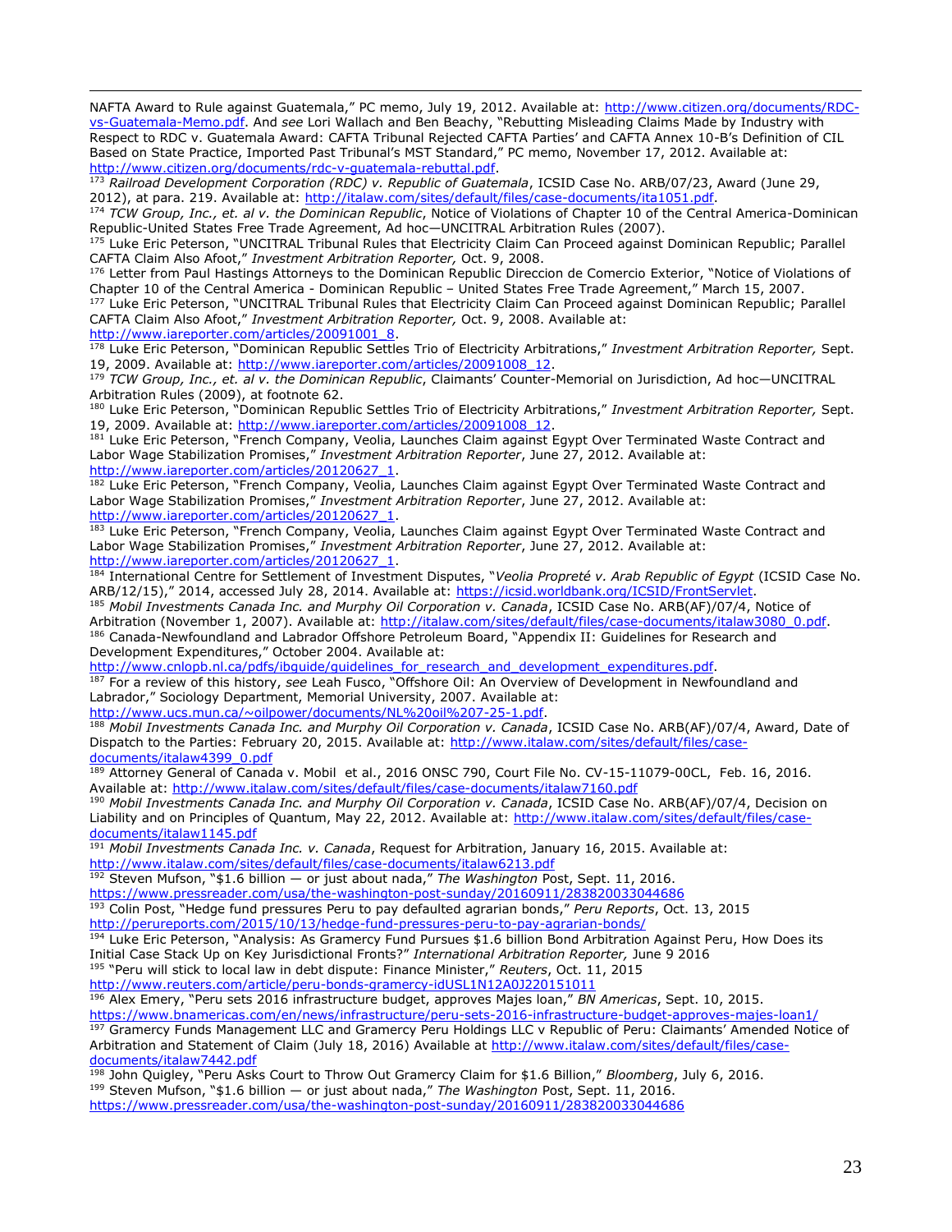NAFTA Award to Rule against Guatemala," PC memo, July 19, 2012. Available at: http://www.citizen.org/documents/RDC-vs-Guatemala-Memo.pdf. And *see* Lori Wallach and Ben Beachy, "Rebutting Misleading Claims Made by Industry with Respect to RDC v. Guatemala Award: CAFTA Tribunal Rejected CAFTA Parties' and CAFTA Annex 10-B's Definition of CIL Based on State Practice, Imported Past Tribunal's MST Standard," PC memo, November 17, 2012. Available at: http://www.citizen.org/documents/rdc-v-guatemala-rebuttal.pdf.

[173] *Railroad Development Corporation (RDC) v. Republic of Guatemala*, ICSID Case No. ARB/07/23, Award (June 29, 2012), at para. 219. Available at: http://italaw.com/sites/default/files/case-documents/ita1051.pdf.

[174] *TCW Group, Inc., et. al v. the Dominican Republic*, Notice of Violations of Chapter 10 of the Central America-Dominican Republic-United States Free Trade Agreement, Ad hoc—UNCITRAL Arbitration Rules (2007).

[175] Luke Eric Peterson, "UNCITRAL Tribunal Rules that Electricity Claim Can Proceed against Dominican Republic; Parallel CAFTA Claim Also Afoot," *Investment Arbitration Reporter,* Oct. 9, 2008.

[176] Letter from Paul Hastings Attorneys to the Dominican Republic Direccion de Comercio Exterior, "Notice of Violations of Chapter 10 of the Central America - Dominican Republic – United States Free Trade Agreement," March 15, 2007.

[177] Luke Eric Peterson, "UNCITRAL Tribunal Rules that Electricity Claim Can Proceed against Dominican Republic; Parallel CAFTA Claim Also Afoot," *Investment Arbitration Reporter,* Oct. 9, 2008. Available at: http://www.iareporter.com/articles/20091001_8.

[178] Luke Eric Peterson, "Dominican Republic Settles Trio of Electricity Arbitrations," *Investment Arbitration Reporter,* Sept. 19, 2009. Available at: http://www.iareporter.com/articles/20091008_12.

[179] *TCW Group, Inc., et. al v. the Dominican Republic*, Claimants' Counter-Memorial on Jurisdiction, Ad hoc—UNCITRAL Arbitration Rules (2009), at footnote 62.

[180] Luke Eric Peterson, "Dominican Republic Settles Trio of Electricity Arbitrations," *Investment Arbitration Reporter,* Sept. 19, 2009. Available at: http://www.iareporter.com/articles/20091008_12.

[181] Luke Eric Peterson, "French Company, Veolia, Launches Claim against Egypt Over Terminated Waste Contract and Labor Wage Stabilization Promises," *Investment Arbitration Reporter*, June 27, 2012. Available at: http://www.iareporter.com/articles/20120627_1.

[182] Luke Eric Peterson, "French Company, Veolia, Launches Claim against Egypt Over Terminated Waste Contract and Labor Wage Stabilization Promises," *Investment Arbitration Reporter*, June 27, 2012. Available at: http://www.iareporter.com/articles/20120627_1.

[183] Luke Eric Peterson, "French Company, Veolia, Launches Claim against Egypt Over Terminated Waste Contract and Labor Wage Stabilization Promises," *Investment Arbitration Reporter*, June 27, 2012. Available at: http://www.iareporter.com/articles/20120627_1.

[184] International Centre for Settlement of Investment Disputes, "*Veolia Propreté v. Arab Republic of Egypt* (ICSID Case No. ARB/12/15)," 2014, accessed July 28, 2014. Available at: https://icsid.worldbank.org/ICSID/FrontServlet.

[185] *Mobil Investments Canada Inc. and Murphy Oil Corporation v. Canada*, ICSID Case No. ARB(AF)/07/4, Notice of Arbitration (November 1, 2007). Available at: http://italaw.com/sites/default/files/case-documents/italaw3080_0.pdf.

[186] Canada-Newfoundland and Labrador Offshore Petroleum Board, "Appendix II: Guidelines for Research and Development Expenditures," October 2004. Available at: http://www.cnlopb.nl.ca/pdfs/ibguide/guidelines_for_research_and_development_expenditures.pdf.

[187] For a review of this history, *see* Leah Fusco, "Offshore Oil: An Overview of Development in Newfoundland and Labrador," Sociology Department, Memorial University, 2007. Available at: http://www.ucs.mun.ca/~oilpower/documents/NL%20oil%207-25-1.pdf.

[188] *Mobil Investments Canada Inc. and Murphy Oil Corporation v. Canada*, ICSID Case No. ARB(AF)/07/4, Award, Date of Dispatch to the Parties: February 20, 2015. Available at: http://www.italaw.com/sites/default/files/case-documents/italaw4399_0.pdf

[189] Attorney General of Canada v. Mobil et al., 2016 ONSC 790, Court File No. CV-15-11079-00CL, Feb. 16, 2016. Available at: http://www.italaw.com/sites/default/files/case-documents/italaw7160.pdf

[190] *Mobil Investments Canada Inc. and Murphy Oil Corporation v. Canada*, ICSID Case No. ARB(AF)/07/4, Decision on Liability and on Principles of Quantum, May 22, 2012. Available at: http://www.italaw.com/sites/default/files/case-documents/italaw1145.pdf

[191] *Mobil Investments Canada Inc. v. Canada*, Request for Arbitration, January 16, 2015. Available at: http://www.italaw.com/sites/default/files/case-documents/italaw6213.pdf

[192] Steven Mufson, "$1.6 billion — or just about nada," *The Washington* Post, Sept. 11, 2016. https://www.pressreader.com/usa/the-washington-post-sunday/20160911/283820033044686

[193] Colin Post, "Hedge fund pressures Peru to pay defaulted agrarian bonds," *Peru Reports*, Oct. 13, 2015 http://perureports.com/2015/10/13/hedge-fund-pressures-peru-to-pay-agrarian-bonds/

[194] Luke Eric Peterson, "Analysis: As Gramercy Fund Pursues $1.6 billion Bond Arbitration Against Peru, How Does its Initial Case Stack Up on Key Jurisdictional Fronts?" *International Arbitration Reporter,* June 9 2016

[195] "Peru will stick to local law in debt dispute: Finance Minister," *Reuters*, Oct. 11, 2015 http://www.reuters.com/article/peru-bonds-gramercy-idUSL1N12A0J220151011

[196] Alex Emery, "Peru sets 2016 infrastructure budget, approves Majes loan," *BN Americas*, Sept. 10, 2015. https://www.bnamericas.com/en/news/infrastructure/peru-sets-2016-infrastructure-budget-approves-majes-loan1/

[197] Gramercy Funds Management LLC and Gramercy Peru Holdings LLC v Republic of Peru: Claimants' Amended Notice of Arbitration and Statement of Claim (July 18, 2016) Available at http://www.italaw.com/sites/default/files/case-documents/italaw7442.pdf

[198] John Quigley, "Peru Asks Court to Throw Out Gramercy Claim for $1.6 Billion," *Bloomberg*, July 6, 2016.

[199] Steven Mufson, "$1.6 billion — or just about nada," *The Washington* Post, Sept. 11, 2016. https://www.pressreader.com/usa/the-washington-post-sunday/20160911/283820033044686